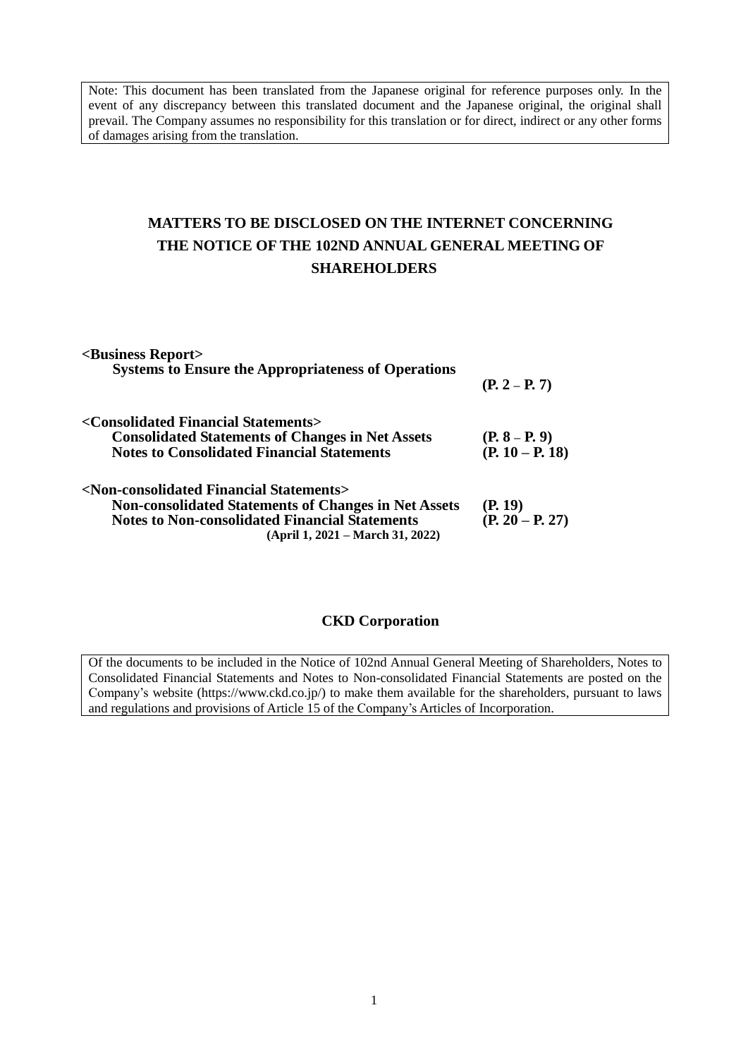Note: This document has been translated from the Japanese original for reference purposes only. In the event of any discrepancy between this translated document and the Japanese original, the original shall prevail. The Company assumes no responsibility for this translation or for direct, indirect or any other forms of damages arising from the translation.

# MATTERS TO BE DISCLOSED ON THE INTERNET CONCERNING THE NOTICE OF THE 102ND ANNUAL GENERAL MEETING OF SHAREHOLDERS

**<Business Report>**

**Systems to Ensure the Appropriateness of Operations** **(P. 2 – P. 7)**

**<Consolidated Financial Statements>**

**Consolidated Statements of Changes in Net Assets** **(P. 8 – P. 9)**

**Notes to Consolidated Financial Statements** **(P. 10 – P. 18)**

**<Non-consolidated Financial Statements>**

**Non-consolidated Statements of Changes in Net Assets** **(P. 19)**

**Notes to Non-consolidated Financial Statements** **(P. 20 – P. 27)**

**(April 1, 2021 – March 31, 2022)**

**CKD Corporation**

Of the documents to be included in the Notice of 102nd Annual General Meeting of Shareholders, Notes to Consolidated Financial Statements and Notes to Non-consolidated Financial Statements are posted on the Company's website (https://www.ckd.co.jp/) to make them available for the shareholders, pursuant to laws and regulations and provisions of Article 15 of the Company's Articles of Incorporation.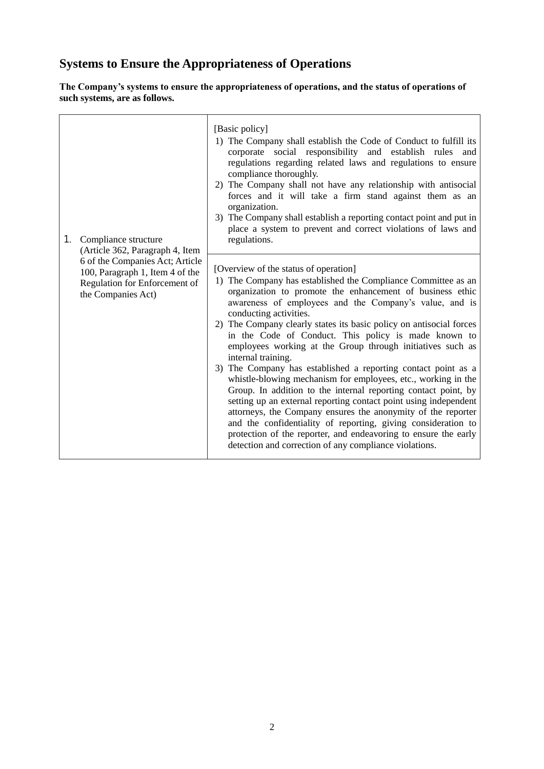## Systems to Ensure the Appropriateness of Operations

**The Company's systems to ensure the appropriateness of operations, and the status of operations of such systems, are as follows.**

| | |
|---|---|
| 1. Compliance structure (Article 362, Paragraph 4, Item 6 of the Companies Act; Article 100, Paragraph 1, Item 4 of the Regulation for Enforcement of the Companies Act) | [Basic policy]<br>1) The Company shall establish the Code of Conduct to fulfill its corporate social responsibility and establish rules and regulations regarding related laws and regulations to ensure compliance thoroughly.<br>2) The Company shall not have any relationship with antisocial forces and it will take a firm stand against them as an organization.<br>3) The Company shall establish a reporting contact point and put in place a system to prevent and correct violations of laws and regulations. |
| | [Overview of the status of operation]<br>1) The Company has established the Compliance Committee as an organization to promote the enhancement of business ethic awareness of employees and the Company's value, and is conducting activities.<br>2) The Company clearly states its basic policy on antisocial forces in the Code of Conduct. This policy is made known to employees working at the Group through initiatives such as internal training.<br>3) The Company has established a reporting contact point as a whistle-blowing mechanism for employees, etc., working in the Group. In addition to the internal reporting contact point, by setting up an external reporting contact point using independent attorneys, the Company ensures the anonymity of the reporter and the confidentiality of reporting, giving consideration to protection of the reporter, and endeavoring to ensure the early detection and correction of any compliance violations. |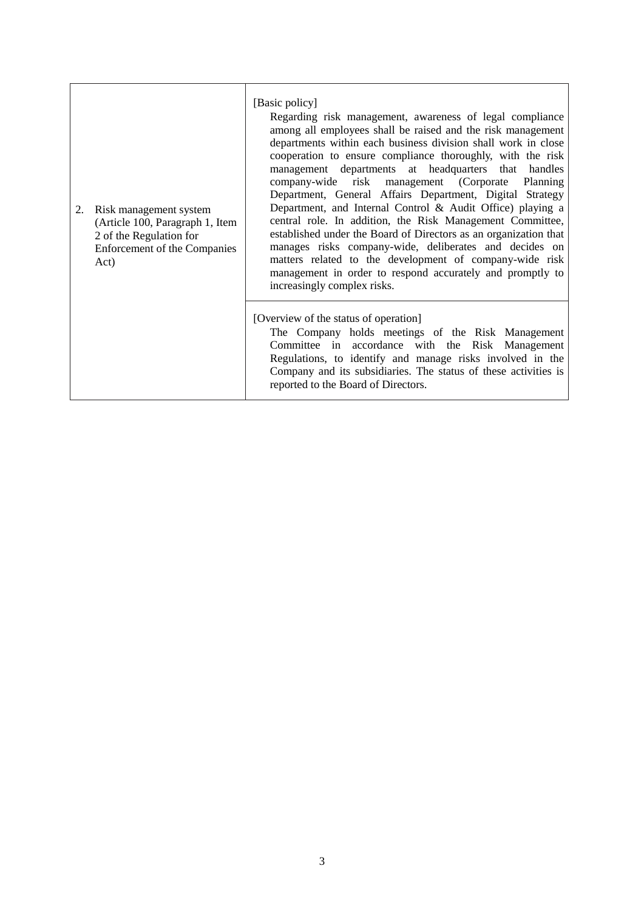| | |
|---|---|
| 2. Risk management system (Article 100, Paragraph 1, Item 2 of the Regulation for Enforcement of the Companies Act) | [Basic policy]<br>Regarding risk management, awareness of legal compliance among all employees shall be raised and the risk management departments within each business division shall work in close cooperation to ensure compliance thoroughly, with the risk management departments at headquarters that handles company-wide risk management (Corporate Planning Department, General Affairs Department, Digital Strategy Department, and Internal Control & Audit Office) playing a central role. In addition, the Risk Management Committee, established under the Board of Directors as an organization that manages risks company-wide, deliberates and decides on matters related to the development of company-wide risk management in order to respond accurately and promptly to increasingly complex risks. |
| | [Overview of the status of operation]<br>The Company holds meetings of the Risk Management Committee in accordance with the Risk Management Regulations, to identify and manage risks involved in the Company and its subsidiaries. The status of these activities is reported to the Board of Directors. |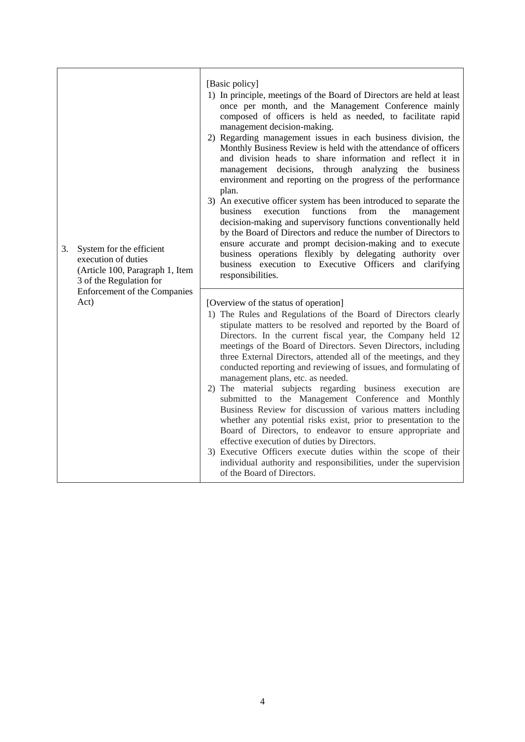| | |
|---|---|
| 3. System for the efficient execution of duties (Article 100, Paragraph 1, Item 3 of the Regulation for Enforcement of the Companies Act) | [Basic policy]<br>1) In principle, meetings of the Board of Directors are held at least once per month, and the Management Conference mainly composed of officers is held as needed, to facilitate rapid management decision-making.<br>2) Regarding management issues in each business division, the Monthly Business Review is held with the attendance of officers and division heads to share information and reflect it in management decisions, through analyzing the business environment and reporting on the progress of the performance plan.<br>3) An executive officer system has been introduced to separate the business execution functions from the management decision-making and supervisory functions conventionally held by the Board of Directors and reduce the number of Directors to ensure accurate and prompt decision-making and to execute business operations flexibly by delegating authority over business execution to Executive Officers and clarifying responsibilities. |
| | [Overview of the status of operation]<br>1) The Rules and Regulations of the Board of Directors clearly stipulate matters to be resolved and reported by the Board of Directors. In the current fiscal year, the Company held 12 meetings of the Board of Directors. Seven Directors, including three External Directors, attended all of the meetings, and they conducted reporting and reviewing of issues, and formulating of management plans, etc. as needed.<br>2) The material subjects regarding business execution are submitted to the Management Conference and Monthly Business Review for discussion of various matters including whether any potential risks exist, prior to presentation to the Board of Directors, to endeavor to ensure appropriate and effective execution of duties by Directors.<br>3) Executive Officers execute duties within the scope of their individual authority and responsibilities, under the supervision of the Board of Directors. |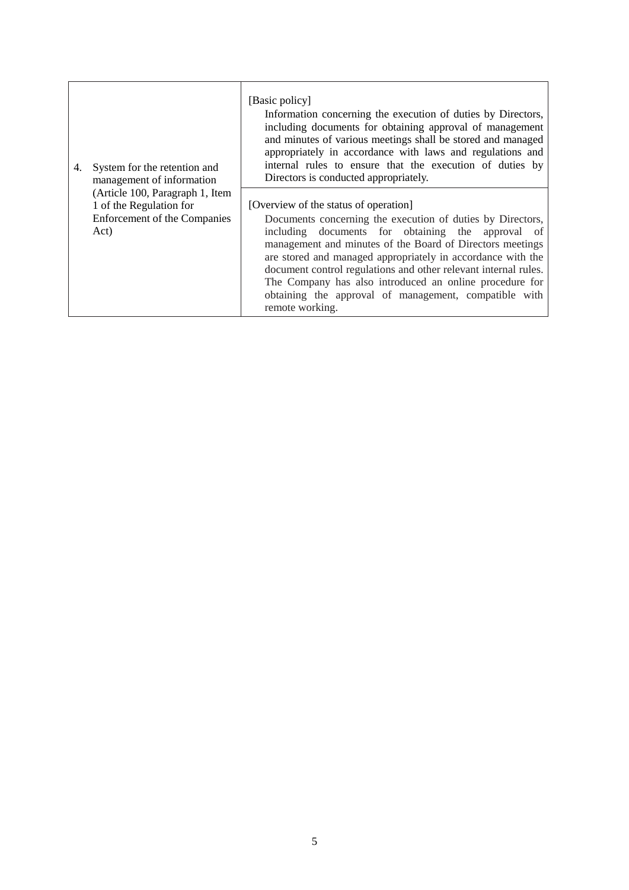| | |
|---|---|
| 4. System for the retention and management of information (Article 100, Paragraph 1, Item 1 of the Regulation for Enforcement of the Companies Act) | [Basic policy]<br>Information concerning the execution of duties by Directors, including documents for obtaining approval of management and minutes of various meetings shall be stored and managed appropriately in accordance with laws and regulations and internal rules to ensure that the execution of duties by Directors is conducted appropriately. |
| | [Overview of the status of operation]<br>Documents concerning the execution of duties by Directors, including documents for obtaining the approval of management and minutes of the Board of Directors meetings are stored and managed appropriately in accordance with the document control regulations and other relevant internal rules. The Company has also introduced an online procedure for obtaining the approval of management, compatible with remote working. |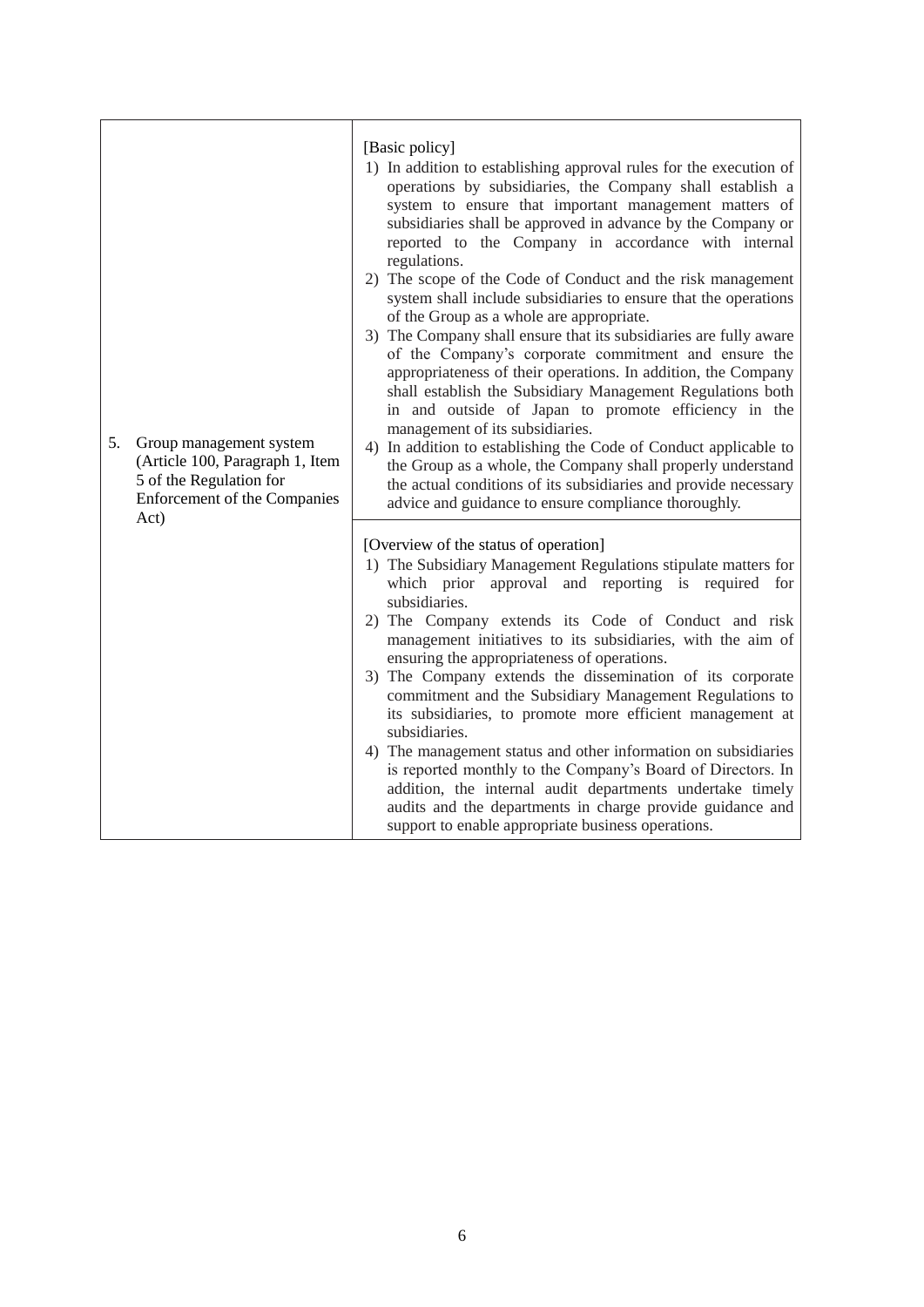| | |
|---|---|
| 5. Group management system (Article 100, Paragraph 1, Item 5 of the Regulation for Enforcement of the Companies Act) | [Basic policy]<br>1) In addition to establishing approval rules for the execution of operations by subsidiaries, the Company shall establish a system to ensure that important management matters of subsidiaries shall be approved in advance by the Company or reported to the Company in accordance with internal regulations.<br>2) The scope of the Code of Conduct and the risk management system shall include subsidiaries to ensure that the operations of the Group as a whole are appropriate.<br>3) The Company shall ensure that its subsidiaries are fully aware of the Company's corporate commitment and ensure the appropriateness of their operations. In addition, the Company shall establish the Subsidiary Management Regulations both in and outside of Japan to promote efficiency in the management of its subsidiaries.<br>4) In addition to establishing the Code of Conduct applicable to the Group as a whole, the Company shall properly understand the actual conditions of its subsidiaries and provide necessary advice and guidance to ensure compliance thoroughly. |
| | [Overview of the status of operation]<br>1) The Subsidiary Management Regulations stipulate matters for which prior approval and reporting is required for subsidiaries.<br>2) The Company extends its Code of Conduct and risk management initiatives to its subsidiaries, with the aim of ensuring the appropriateness of operations.<br>3) The Company extends the dissemination of its corporate commitment and the Subsidiary Management Regulations to its subsidiaries, to promote more efficient management at subsidiaries.<br>4) The management status and other information on subsidiaries is reported monthly to the Company's Board of Directors. In addition, the internal audit departments undertake timely audits and the departments in charge provide guidance and support to enable appropriate business operations. |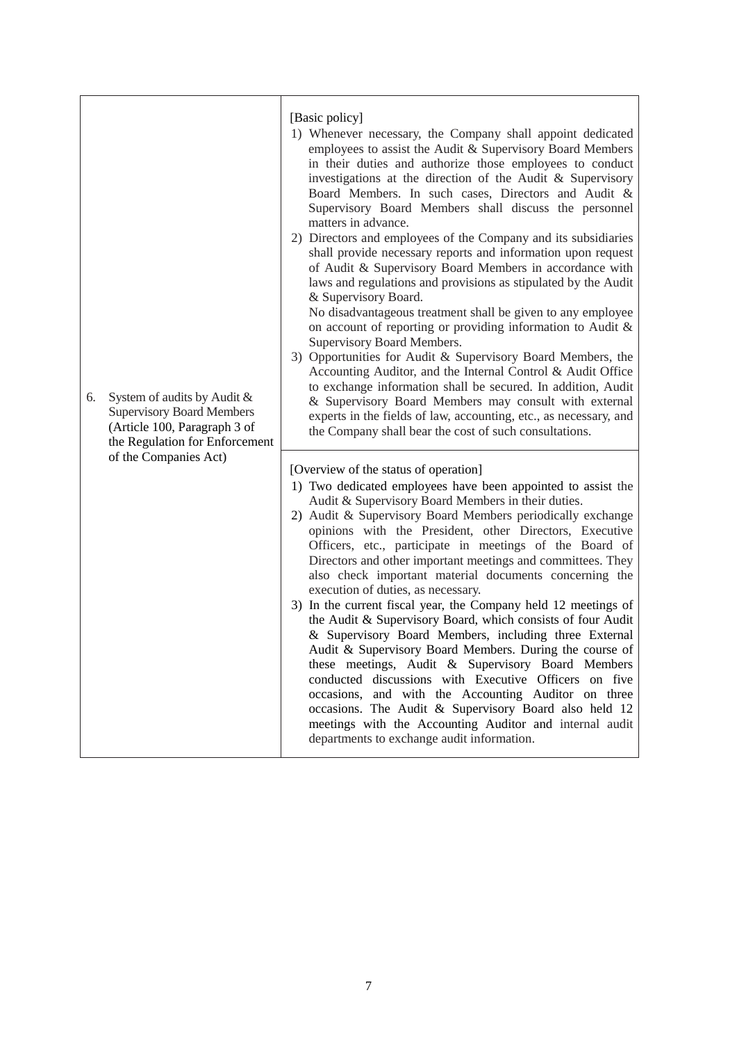| | |
|---|---|
| 6. System of audits by Audit & Supervisory Board Members (Article 100, Paragraph 3 of the Regulation for Enforcement of the Companies Act) | [Basic policy]<br>1) Whenever necessary, the Company shall appoint dedicated employees to assist the Audit & Supervisory Board Members in their duties and authorize those employees to conduct investigations at the direction of the Audit & Supervisory Board Members. In such cases, Directors and Audit & Supervisory Board Members shall discuss the personnel matters in advance.<br>2) Directors and employees of the Company and its subsidiaries shall provide necessary reports and information upon request of Audit & Supervisory Board Members in accordance with laws and regulations and provisions as stipulated by the Audit & Supervisory Board.<br>No disadvantageous treatment shall be given to any employee on account of reporting or providing information to Audit & Supervisory Board Members.<br>3) Opportunities for Audit & Supervisory Board Members, the Accounting Auditor, and the Internal Control & Audit Office to exchange information shall be secured. In addition, Audit & Supervisory Board Members may consult with external experts in the fields of law, accounting, etc., as necessary, and the Company shall bear the cost of such consultations. |
| | [Overview of the status of operation]<br>1) Two dedicated employees have been appointed to assist the Audit & Supervisory Board Members in their duties.<br>2) Audit & Supervisory Board Members periodically exchange opinions with the President, other Directors, Executive Officers, etc., participate in meetings of the Board of Directors and other important meetings and committees. They also check important material documents concerning the execution of duties, as necessary.<br>3) In the current fiscal year, the Company held 12 meetings of the Audit & Supervisory Board, which consists of four Audit & Supervisory Board Members, including three External Audit & Supervisory Board Members. During the course of these meetings, Audit & Supervisory Board Members conducted discussions with Executive Officers on five occasions, and with the Accounting Auditor on three occasions. The Audit & Supervisory Board also held 12 meetings with the Accounting Auditor and internal audit departments to exchange audit information. |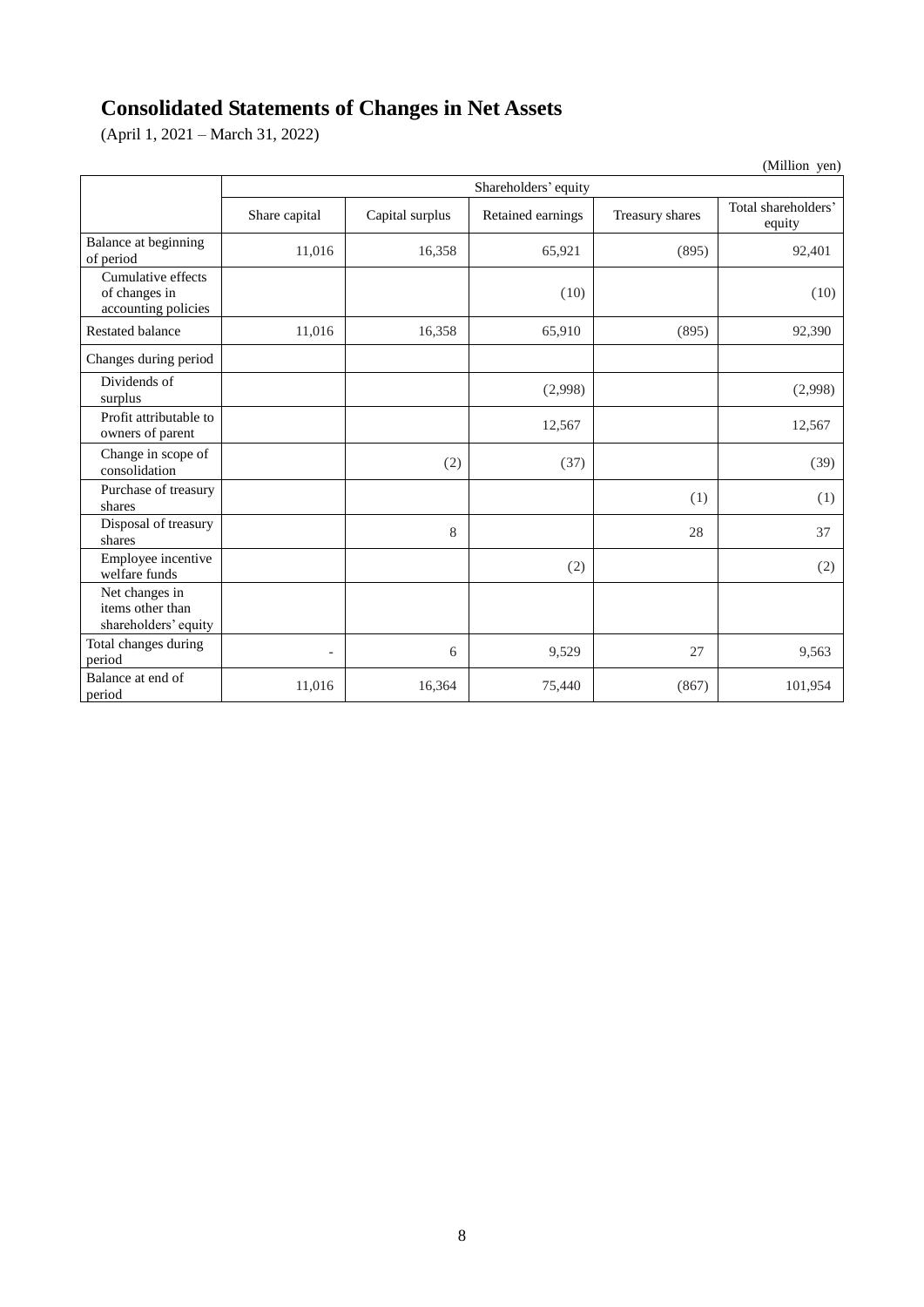# Consolidated Statements of Changes in Net Assets

(April 1, 2021 – March 31, 2022)

(Million yen)

| | Shareholders' equity | | | | |
|---|---|---|---|---|---|
| | Share capital | Capital surplus | Retained earnings | Treasury shares | Total shareholders' equity |
| Balance at beginning of period | 11,016 | 16,358 | 65,921 | (895) | 92,401 |
| Cumulative effects of changes in accounting policies | | | (10) | | (10) |
| Restated balance | 11,016 | 16,358 | 65,910 | (895) | 92,390 |
| Changes during period | | | | | |
| Dividends of surplus | | | (2,998) | | (2,998) |
| Profit attributable to owners of parent | | | 12,567 | | 12,567 |
| Change in scope of consolidation | | (2) | (37) | | (39) |
| Purchase of treasury shares | | | | (1) | (1) |
| Disposal of treasury shares | | 8 | | 28 | 37 |
| Employee incentive welfare funds | | | (2) | | (2) |
| Net changes in items other than shareholders' equity | | | | | |
| Total changes during period | - | 6 | 9,529 | 27 | 9,563 |
| Balance at end of period | 11,016 | 16,364 | 75,440 | (867) | 101,954 |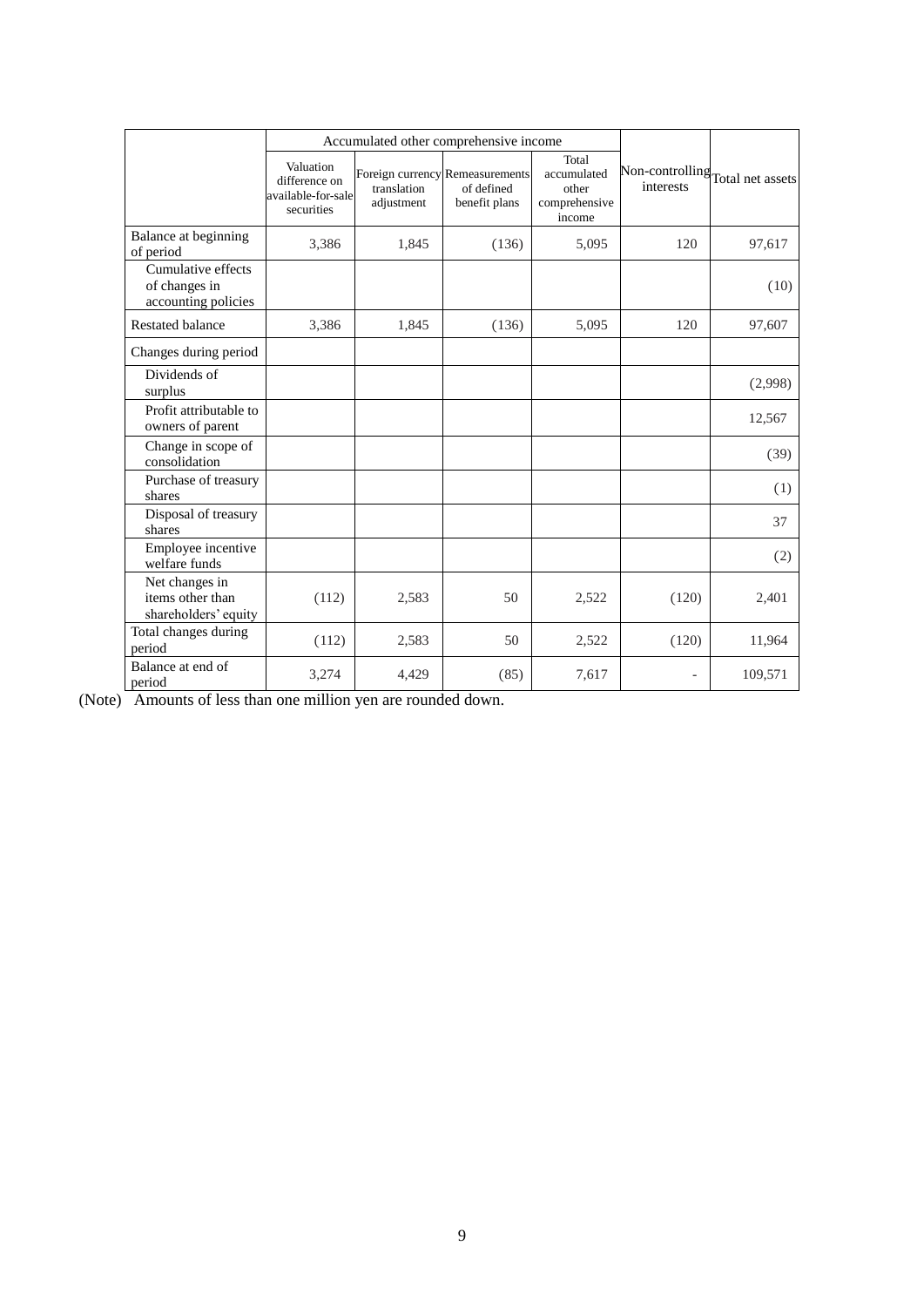| | Accumulated other comprehensive income | | | | Non-controlling interests | Total net assets |
|---|---|---|---|---|---|---|
| | Valuation difference on available-for-sale securities | Foreign currency translation adjustment | Remeasurements of defined benefit plans | Total accumulated other comprehensive income | | |
| Balance at beginning of period | 3,386 | 1,845 | (136) | 5,095 | 120 | 97,617 |
| Cumulative effects of changes in accounting policies | | | | | | (10) |
| Restated balance | 3,386 | 1,845 | (136) | 5,095 | 120 | 97,607 |
| Changes during period | | | | | | |
| Dividends of surplus | | | | | | (2,998) |
| Profit attributable to owners of parent | | | | | | 12,567 |
| Change in scope of consolidation | | | | | | (39) |
| Purchase of treasury shares | | | | | | (1) |
| Disposal of treasury shares | | | | | | 37 |
| Employee incentive welfare funds | | | | | | (2) |
| Net changes in items other than shareholders' equity | (112) | 2,583 | 50 | 2,522 | (120) | 2,401 |
| Total changes during period | (112) | 2,583 | 50 | 2,522 | (120) | 11,964 |
| Balance at end of period | 3,274 | 4,429 | (85) | 7,617 | - | 109,571 |

(Note) Amounts of less than one million yen are rounded down.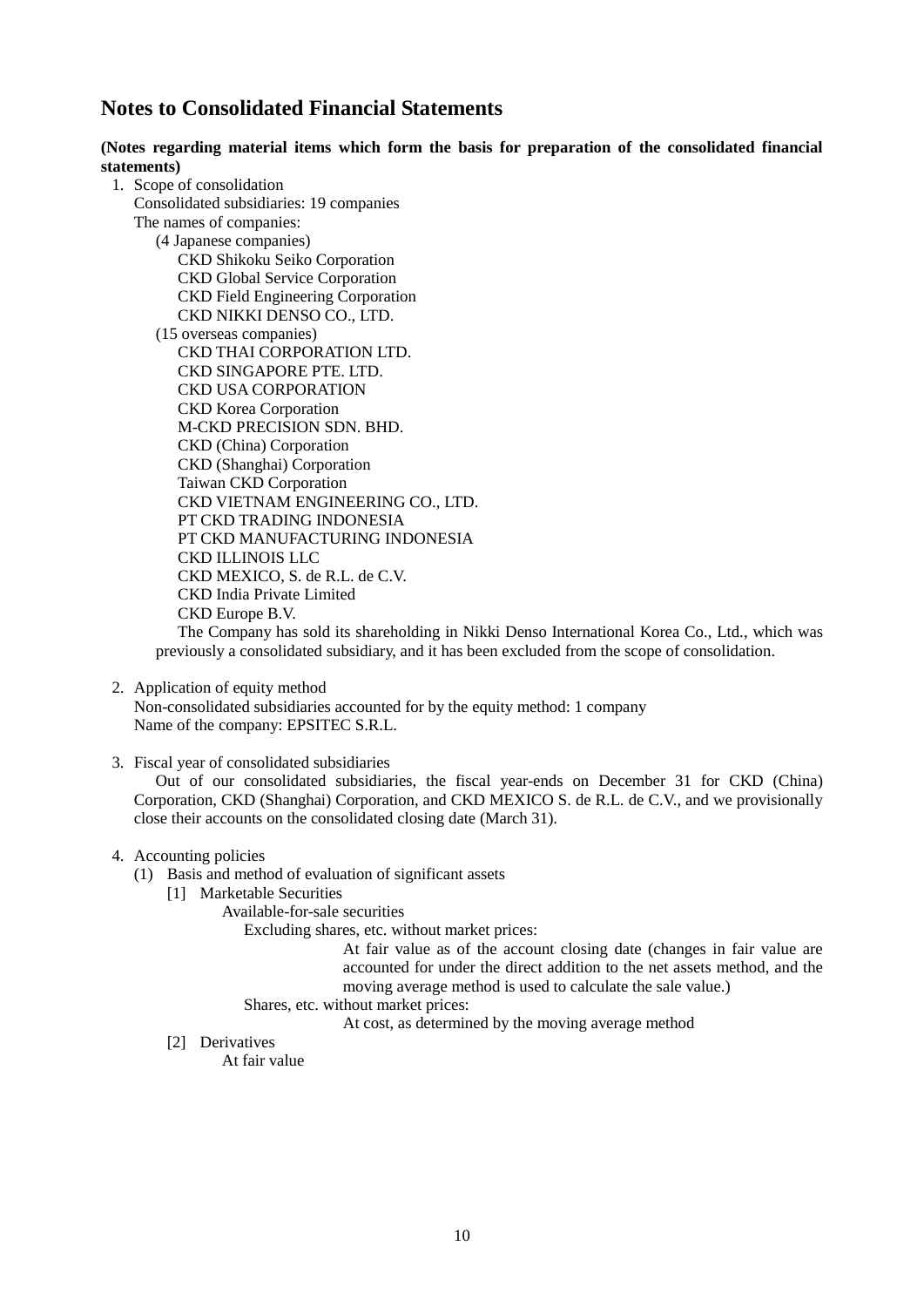## Notes to Consolidated Financial Statements

**(Notes regarding material items which form the basis for preparation of the consolidated financial statements)**

1. Scope of consolidation

   Consolidated subsidiaries: 19 companies

   The names of companies:

   (4 Japanese companies)

   CKD Shikoku Seiko Corporation
   CKD Global Service Corporation
   CKD Field Engineering Corporation
   CKD NIKKI DENSO CO., LTD.

   (15 overseas companies)

   CKD THAI CORPORATION LTD.
   CKD SINGAPORE PTE. LTD.
   CKD USA CORPORATION
   CKD Korea Corporation
   M-CKD PRECISION SDN. BHD.
   CKD (China) Corporation
   CKD (Shanghai) Corporation
   Taiwan CKD Corporation
   CKD VIETNAM ENGINEERING CO., LTD.
   PT CKD TRADING INDONESIA
   PT CKD MANUFACTURING INDONESIA
   CKD ILLINOIS LLC
   CKD MEXICO, S. de R.L. de C.V.
   CKD India Private Limited
   CKD Europe B.V.

   The Company has sold its shareholding in Nikki Denso International Korea Co., Ltd., which was previously a consolidated subsidiary, and it has been excluded from the scope of consolidation.

2. Application of equity method

   Non-consolidated subsidiaries accounted for by the equity method: 1 company

   Name of the company: EPSITEC S.R.L.

3. Fiscal year of consolidated subsidiaries

   Out of our consolidated subsidiaries, the fiscal year-ends on December 31 for CKD (China) Corporation, CKD (Shanghai) Corporation, and CKD MEXICO S. de R.L. de C.V., and we provisionally close their accounts on the consolidated closing date (March 31).

4. Accounting policies

   (1) Basis and method of evaluation of significant assets

   [1] Marketable Securities

   Available-for-sale securities

   Excluding shares, etc. without market prices:

   At fair value as of the account closing date (changes in fair value are accounted for under the direct addition to the net assets method, and the moving average method is used to calculate the sale value.)

   Shares, etc. without market prices:

   At cost, as determined by the moving average method

   [2] Derivatives

   At fair value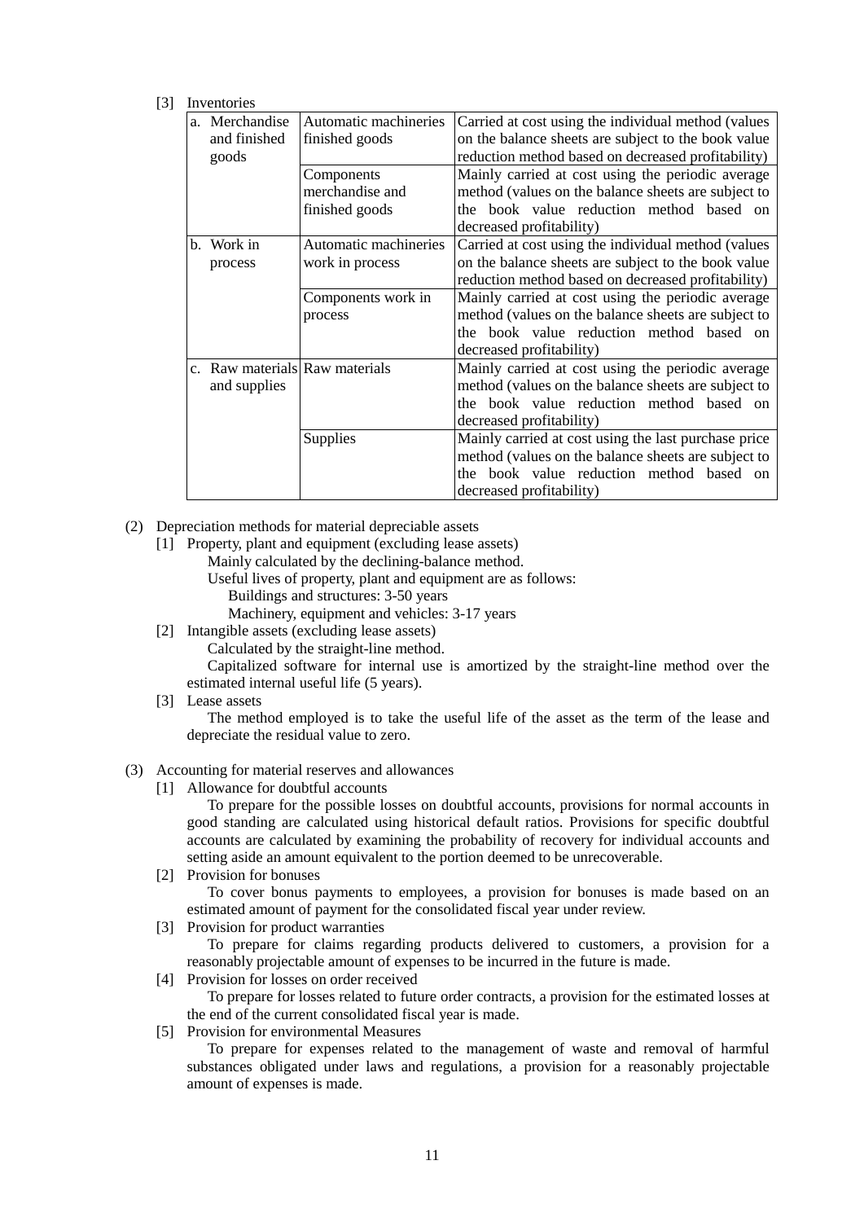[3] Inventories

| | | |
|---|---|---|
| a. Merchandise and finished goods | Automatic machineries finished goods | Carried at cost using the individual method (values on the balance sheets are subject to the book value reduction method based on decreased profitability) |
| | Components merchandise and finished goods | Mainly carried at cost using the periodic average method (values on the balance sheets are subject to the book value reduction method based on decreased profitability) |
| b. Work in process | Automatic machineries work in process | Carried at cost using the individual method (values on the balance sheets are subject to the book value reduction method based on decreased profitability) |
| | Components work in process | Mainly carried at cost using the periodic average method (values on the balance sheets are subject to the book value reduction method based on decreased profitability) |
| c. Raw materials and supplies | Raw materials | Mainly carried at cost using the periodic average method (values on the balance sheets are subject to the book value reduction method based on decreased profitability) |
| | Supplies | Mainly carried at cost using the last purchase price method (values on the balance sheets are subject to the book value reduction method based on decreased profitability) |

(2) Depreciation methods for material depreciable assets

[1] Property, plant and equipment (excluding lease assets)

Mainly calculated by the declining-balance method.

Useful lives of property, plant and equipment are as follows:

Buildings and structures: 3-50 years

Machinery, equipment and vehicles: 3-17 years

[2] Intangible assets (excluding lease assets)

Calculated by the straight-line method.

Capitalized software for internal use is amortized by the straight-line method over the estimated internal useful life (5 years).

[3] Lease assets

The method employed is to take the useful life of the asset as the term of the lease and depreciate the residual value to zero.

(3) Accounting for material reserves and allowances

[1] Allowance for doubtful accounts

To prepare for the possible losses on doubtful accounts, provisions for normal accounts in good standing are calculated using historical default ratios. Provisions for specific doubtful accounts are calculated by examining the probability of recovery for individual accounts and setting aside an amount equivalent to the portion deemed to be unrecoverable.

[2] Provision for bonuses

To cover bonus payments to employees, a provision for bonuses is made based on an estimated amount of payment for the consolidated fiscal year under review.

[3] Provision for product warranties

To prepare for claims regarding products delivered to customers, a provision for a reasonably projectable amount of expenses to be incurred in the future is made.

[4] Provision for losses on order received

To prepare for losses related to future order contracts, a provision for the estimated losses at the end of the current consolidated fiscal year is made.

[5] Provision for environmental Measures

To prepare for expenses related to the management of waste and removal of harmful substances obligated under laws and regulations, a provision for a reasonably projectable amount of expenses is made.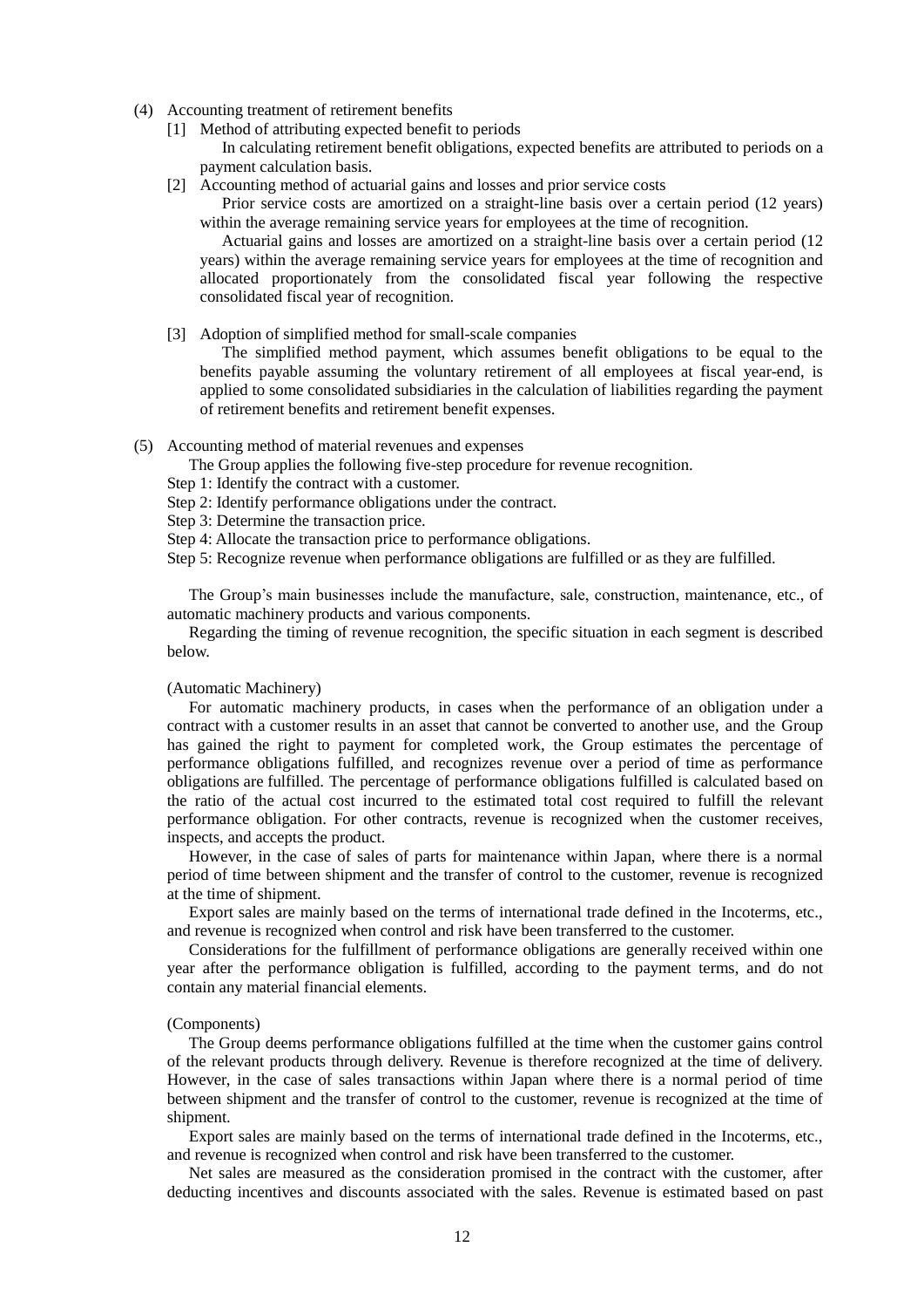(4) Accounting treatment of retirement benefits

[1] Method of attributing expected benefit to periods

In calculating retirement benefit obligations, expected benefits are attributed to periods on a payment calculation basis.

[2] Accounting method of actuarial gains and losses and prior service costs

Prior service costs are amortized on a straight-line basis over a certain period (12 years) within the average remaining service years for employees at the time of recognition.

Actuarial gains and losses are amortized on a straight-line basis over a certain period (12 years) within the average remaining service years for employees at the time of recognition and allocated proportionately from the consolidated fiscal year following the respective consolidated fiscal year of recognition.

[3] Adoption of simplified method for small-scale companies

The simplified method payment, which assumes benefit obligations to be equal to the benefits payable assuming the voluntary retirement of all employees at fiscal year-end, is applied to some consolidated subsidiaries in the calculation of liabilities regarding the payment of retirement benefits and retirement benefit expenses.

(5) Accounting method of material revenues and expenses

The Group applies the following five-step procedure for revenue recognition.

Step 1: Identify the contract with a customer.

Step 2: Identify performance obligations under the contract.

Step 3: Determine the transaction price.

Step 4: Allocate the transaction price to performance obligations.

Step 5: Recognize revenue when performance obligations are fulfilled or as they are fulfilled.

The Group's main businesses include the manufacture, sale, construction, maintenance, etc., of automatic machinery products and various components.

Regarding the timing of revenue recognition, the specific situation in each segment is described below.

(Automatic Machinery)

For automatic machinery products, in cases when the performance of an obligation under a contract with a customer results in an asset that cannot be converted to another use, and the Group has gained the right to payment for completed work, the Group estimates the percentage of performance obligations fulfilled, and recognizes revenue over a period of time as performance obligations are fulfilled. The percentage of performance obligations fulfilled is calculated based on the ratio of the actual cost incurred to the estimated total cost required to fulfill the relevant performance obligation. For other contracts, revenue is recognized when the customer receives, inspects, and accepts the product.

However, in the case of sales of parts for maintenance within Japan, where there is a normal period of time between shipment and the transfer of control to the customer, revenue is recognized at the time of shipment.

Export sales are mainly based on the terms of international trade defined in the Incoterms, etc., and revenue is recognized when control and risk have been transferred to the customer.

Considerations for the fulfillment of performance obligations are generally received within one year after the performance obligation is fulfilled, according to the payment terms, and do not contain any material financial elements.

(Components)

The Group deems performance obligations fulfilled at the time when the customer gains control of the relevant products through delivery. Revenue is therefore recognized at the time of delivery. However, in the case of sales transactions within Japan where there is a normal period of time between shipment and the transfer of control to the customer, revenue is recognized at the time of shipment.

Export sales are mainly based on the terms of international trade defined in the Incoterms, etc., and revenue is recognized when control and risk have been transferred to the customer.

Net sales are measured as the consideration promised in the contract with the customer, after deducting incentives and discounts associated with the sales. Revenue is estimated based on past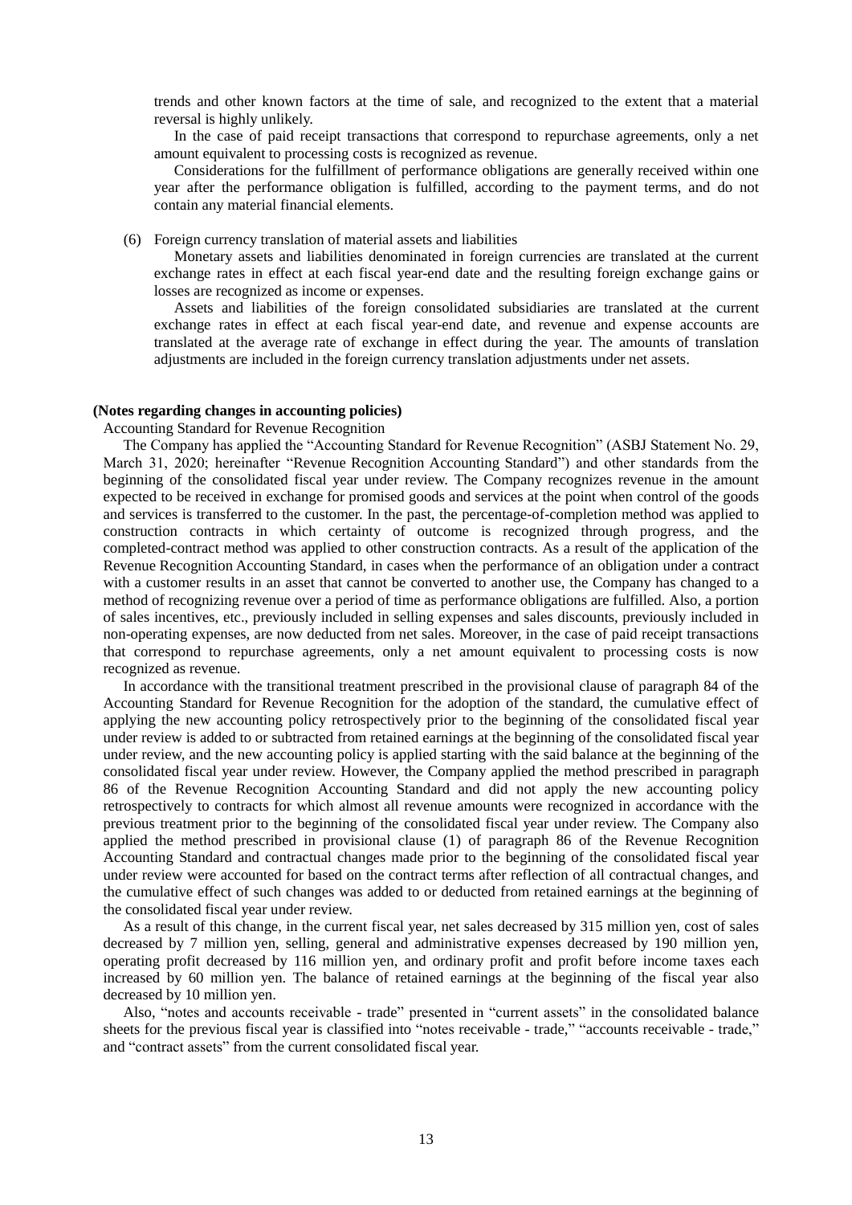trends and other known factors at the time of sale, and recognized to the extent that a material reversal is highly unlikely.

In the case of paid receipt transactions that correspond to repurchase agreements, only a net amount equivalent to processing costs is recognized as revenue.

Considerations for the fulfillment of performance obligations are generally received within one year after the performance obligation is fulfilled, according to the payment terms, and do not contain any material financial elements.

(6) Foreign currency translation of material assets and liabilities

Monetary assets and liabilities denominated in foreign currencies are translated at the current exchange rates in effect at each fiscal year-end date and the resulting foreign exchange gains or losses are recognized as income or expenses.

Assets and liabilities of the foreign consolidated subsidiaries are translated at the current exchange rates in effect at each fiscal year-end date, and revenue and expense accounts are translated at the average rate of exchange in effect during the year. The amounts of translation adjustments are included in the foreign currency translation adjustments under net assets.

**(Notes regarding changes in accounting policies)**

Accounting Standard for Revenue Recognition

The Company has applied the "Accounting Standard for Revenue Recognition" (ASBJ Statement No. 29, March 31, 2020; hereinafter "Revenue Recognition Accounting Standard") and other standards from the beginning of the consolidated fiscal year under review. The Company recognizes revenue in the amount expected to be received in exchange for promised goods and services at the point when control of the goods and services is transferred to the customer. In the past, the percentage-of-completion method was applied to construction contracts in which certainty of outcome is recognized through progress, and the completed-contract method was applied to other construction contracts. As a result of the application of the Revenue Recognition Accounting Standard, in cases when the performance of an obligation under a contract with a customer results in an asset that cannot be converted to another use, the Company has changed to a method of recognizing revenue over a period of time as performance obligations are fulfilled. Also, a portion of sales incentives, etc., previously included in selling expenses and sales discounts, previously included in non-operating expenses, are now deducted from net sales. Moreover, in the case of paid receipt transactions that correspond to repurchase agreements, only a net amount equivalent to processing costs is now recognized as revenue.

In accordance with the transitional treatment prescribed in the provisional clause of paragraph 84 of the Accounting Standard for Revenue Recognition for the adoption of the standard, the cumulative effect of applying the new accounting policy retrospectively prior to the beginning of the consolidated fiscal year under review is added to or subtracted from retained earnings at the beginning of the consolidated fiscal year under review, and the new accounting policy is applied starting with the said balance at the beginning of the consolidated fiscal year under review. However, the Company applied the method prescribed in paragraph 86 of the Revenue Recognition Accounting Standard and did not apply the new accounting policy retrospectively to contracts for which almost all revenue amounts were recognized in accordance with the previous treatment prior to the beginning of the consolidated fiscal year under review. The Company also applied the method prescribed in provisional clause (1) of paragraph 86 of the Revenue Recognition Accounting Standard and contractual changes made prior to the beginning of the consolidated fiscal year under review were accounted for based on the contract terms after reflection of all contractual changes, and the cumulative effect of such changes was added to or deducted from retained earnings at the beginning of the consolidated fiscal year under review.

As a result of this change, in the current fiscal year, net sales decreased by 315 million yen, cost of sales decreased by 7 million yen, selling, general and administrative expenses decreased by 190 million yen, operating profit decreased by 116 million yen, and ordinary profit and profit before income taxes each increased by 60 million yen. The balance of retained earnings at the beginning of the fiscal year also decreased by 10 million yen.

Also, "notes and accounts receivable - trade" presented in "current assets" in the consolidated balance sheets for the previous fiscal year is classified into "notes receivable - trade," "accounts receivable - trade," and "contract assets" from the current consolidated fiscal year.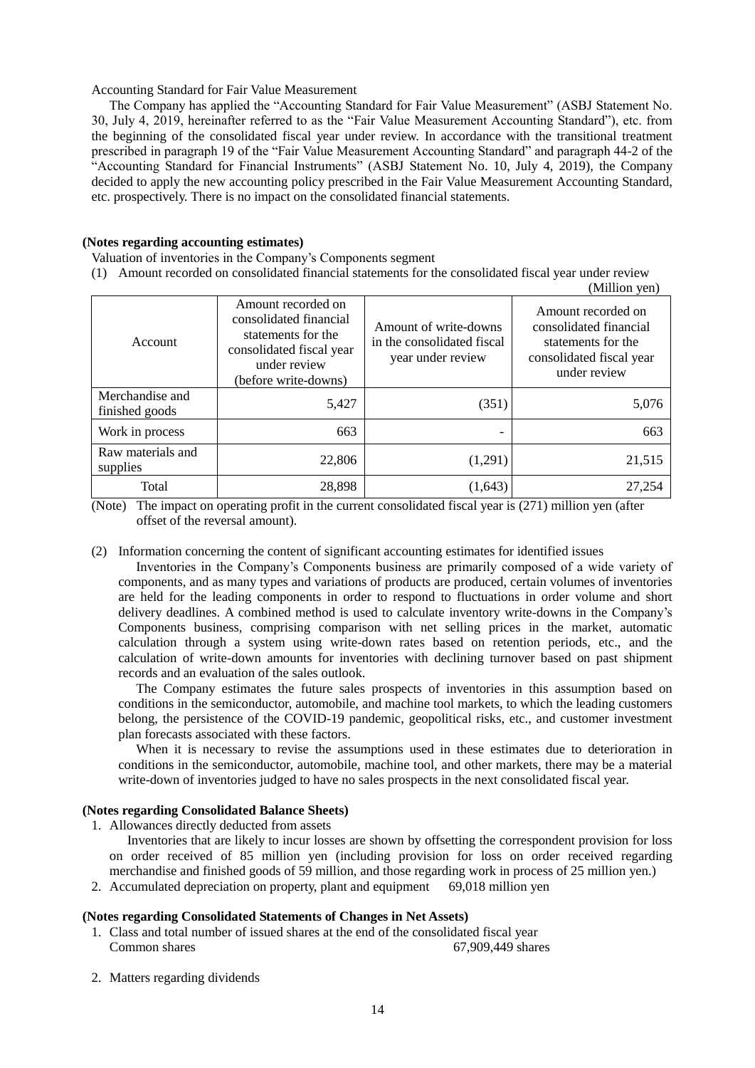Accounting Standard for Fair Value Measurement

The Company has applied the "Accounting Standard for Fair Value Measurement" (ASBJ Statement No. 30, July 4, 2019, hereinafter referred to as the "Fair Value Measurement Accounting Standard"), etc. from the beginning of the consolidated fiscal year under review. In accordance with the transitional treatment prescribed in paragraph 19 of the "Fair Value Measurement Accounting Standard" and paragraph 44-2 of the "Accounting Standard for Financial Instruments" (ASBJ Statement No. 10, July 4, 2019), the Company decided to apply the new accounting policy prescribed in the Fair Value Measurement Accounting Standard, etc. prospectively. There is no impact on the consolidated financial statements.

**(Notes regarding accounting estimates)**

Valuation of inventories in the Company's Components segment

(1) Amount recorded on consolidated financial statements for the consolidated fiscal year under review

(Million yen)

| Account | Amount recorded on consolidated financial statements for the consolidated fiscal year under review (before write-downs) | Amount of write-downs in the consolidated fiscal year under review | Amount recorded on consolidated financial statements for the consolidated fiscal year under review |
|---|---|---|---|
| Merchandise and finished goods | 5,427 | (351) | 5,076 |
| Work in process | 663 | - | 663 |
| Raw materials and supplies | 22,806 | (1,291) | 21,515 |
| Total | 28,898 | (1,643) | 27,254 |

(Note) The impact on operating profit in the current consolidated fiscal year is (271) million yen (after offset of the reversal amount).

(2) Information concerning the content of significant accounting estimates for identified issues

Inventories in the Company's Components business are primarily composed of a wide variety of components, and as many types and variations of products are produced, certain volumes of inventories are held for the leading components in order to respond to fluctuations in order volume and short delivery deadlines. A combined method is used to calculate inventory write-downs in the Company's Components business, comprising comparison with net selling prices in the market, automatic calculation through a system using write-down rates based on retention periods, etc., and the calculation of write-down amounts for inventories with declining turnover based on past shipment records and an evaluation of the sales outlook.

The Company estimates the future sales prospects of inventories in this assumption based on conditions in the semiconductor, automobile, and machine tool markets, to which the leading customers belong, the persistence of the COVID-19 pandemic, geopolitical risks, etc., and customer investment plan forecasts associated with these factors.

When it is necessary to revise the assumptions used in these estimates due to deterioration in conditions in the semiconductor, automobile, machine tool, and other markets, there may be a material write-down of inventories judged to have no sales prospects in the next consolidated fiscal year.

**(Notes regarding Consolidated Balance Sheets)**

1. Allowances directly deducted from assets

   Inventories that are likely to incur losses are shown by offsetting the correspondent provision for loss on order received of 85 million yen (including provision for loss on order received regarding merchandise and finished goods of 59 million, and those regarding work in process of 25 million yen.)

2. Accumulated depreciation on property, plant and equipment 69,018 million yen

**(Notes regarding Consolidated Statements of Changes in Net Assets)**

1. Class and total number of issued shares at the end of the consolidated fiscal year

   Common shares 67,909,449 shares

2. Matters regarding dividends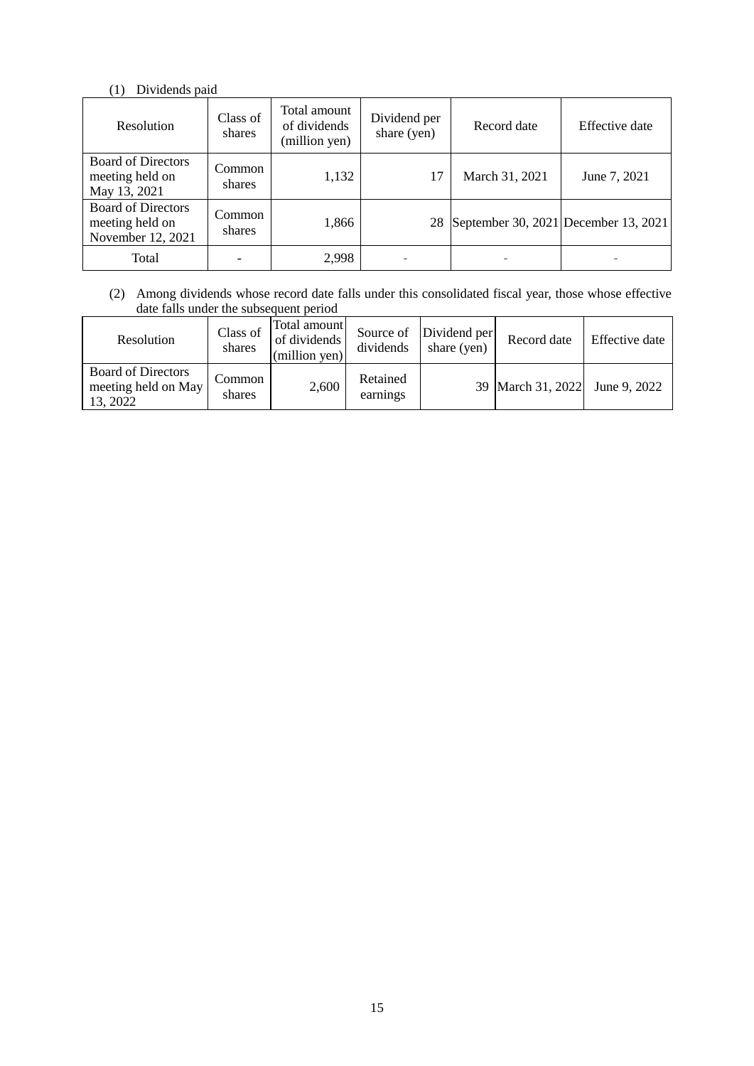(1) Dividends paid

| Resolution | Class of shares | Total amount of dividends (million yen) | Dividend per share (yen) | Record date | Effective date |
|---|---|---|---|---|---|
| Board of Directors meeting held on May 13, 2021 | Common shares | 1,132 | 17 | March 31, 2021 | June 7, 2021 |
| Board of Directors meeting held on November 12, 2021 | Common shares | 1,866 | 28 | September 30, 2021 | December 13, 2021 |
| Total | - | 2,998 | - | - | - |

(2) Among dividends whose record date falls under this consolidated fiscal year, those whose effective date falls under the subsequent period

| Resolution | Class of shares | Total amount of dividends (million yen) | Source of dividends | Dividend per share (yen) | Record date | Effective date |
|---|---|---|---|---|---|---|
| Board of Directors meeting held on May 13, 2022 | Common shares | 2,600 | Retained earnings | 39 | March 31, 2022 | June 9, 2022 |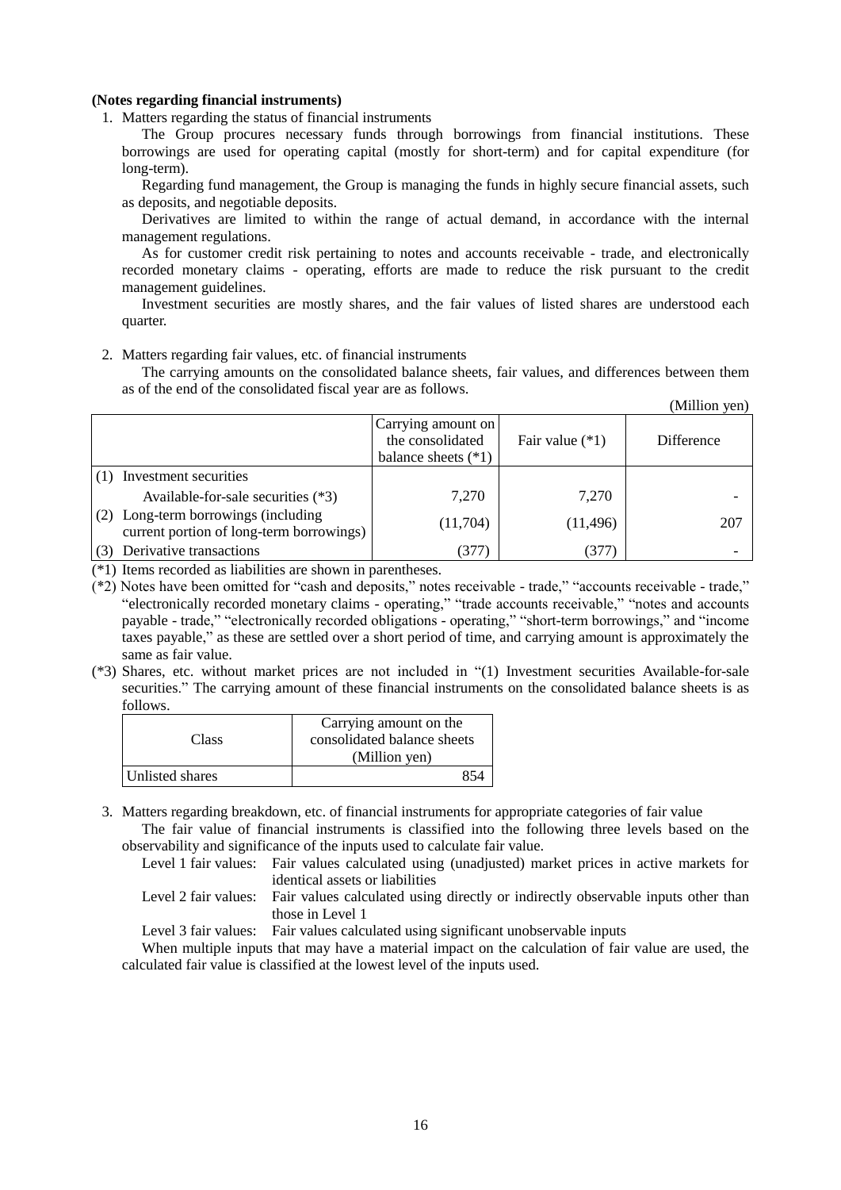**(Notes regarding financial instruments)**

1. Matters regarding the status of financial instruments

   The Group procures necessary funds through borrowings from financial institutions. These borrowings are used for operating capital (mostly for short-term) and for capital expenditure (for long-term).

   Regarding fund management, the Group is managing the funds in highly secure financial assets, such as deposits, and negotiable deposits.

   Derivatives are limited to within the range of actual demand, in accordance with the internal management regulations.

   As for customer credit risk pertaining to notes and accounts receivable - trade, and electronically recorded monetary claims - operating, efforts are made to reduce the risk pursuant to the credit management guidelines.

   Investment securities are mostly shares, and the fair values of listed shares are understood each quarter.

2. Matters regarding fair values, etc. of financial instruments

   The carrying amounts on the consolidated balance sheets, fair values, and differences between them as of the end of the consolidated fiscal year are as follows.

(Million yen)

| | Carrying amount on the consolidated balance sheets (*1) | Fair value (*1) | Difference |
|---|---|---|---|
| (1) Investment securities | | | |
| Available-for-sale securities (*3) | 7,270 | 7,270 | - |
| (2) Long-term borrowings (including current portion of long-term borrowings) | (11,704) | (11,496) | 207 |
| (3) Derivative transactions | (377) | (377) | - |

(*1) Items recorded as liabilities are shown in parentheses.

(*2) Notes have been omitted for "cash and deposits," notes receivable - trade," "accounts receivable - trade," "electronically recorded monetary claims - operating," "trade accounts receivable," "notes and accounts payable - trade," "electronically recorded obligations - operating," "short-term borrowings," and "income taxes payable," as these are settled over a short period of time, and carrying amount is approximately the same as fair value.

(*3) Shares, etc. without market prices are not included in "(1) Investment securities Available-for-sale securities." The carrying amount of these financial instruments on the consolidated balance sheets is as follows.

| Class | Carrying amount on the consolidated balance sheets (Million yen) |
|---|---|
| Unlisted shares | 854 |

3. Matters regarding breakdown, etc. of financial instruments for appropriate categories of fair value

   The fair value of financial instruments is classified into the following three levels based on the observability and significance of the inputs used to calculate fair value.

   Level 1 fair values: Fair values calculated using (unadjusted) market prices in active markets for identical assets or liabilities

   Level 2 fair values: Fair values calculated using directly or indirectly observable inputs other than those in Level 1

   Level 3 fair values: Fair values calculated using significant unobservable inputs

   When multiple inputs that may have a material impact on the calculation of fair value are used, the calculated fair value is classified at the lowest level of the inputs used.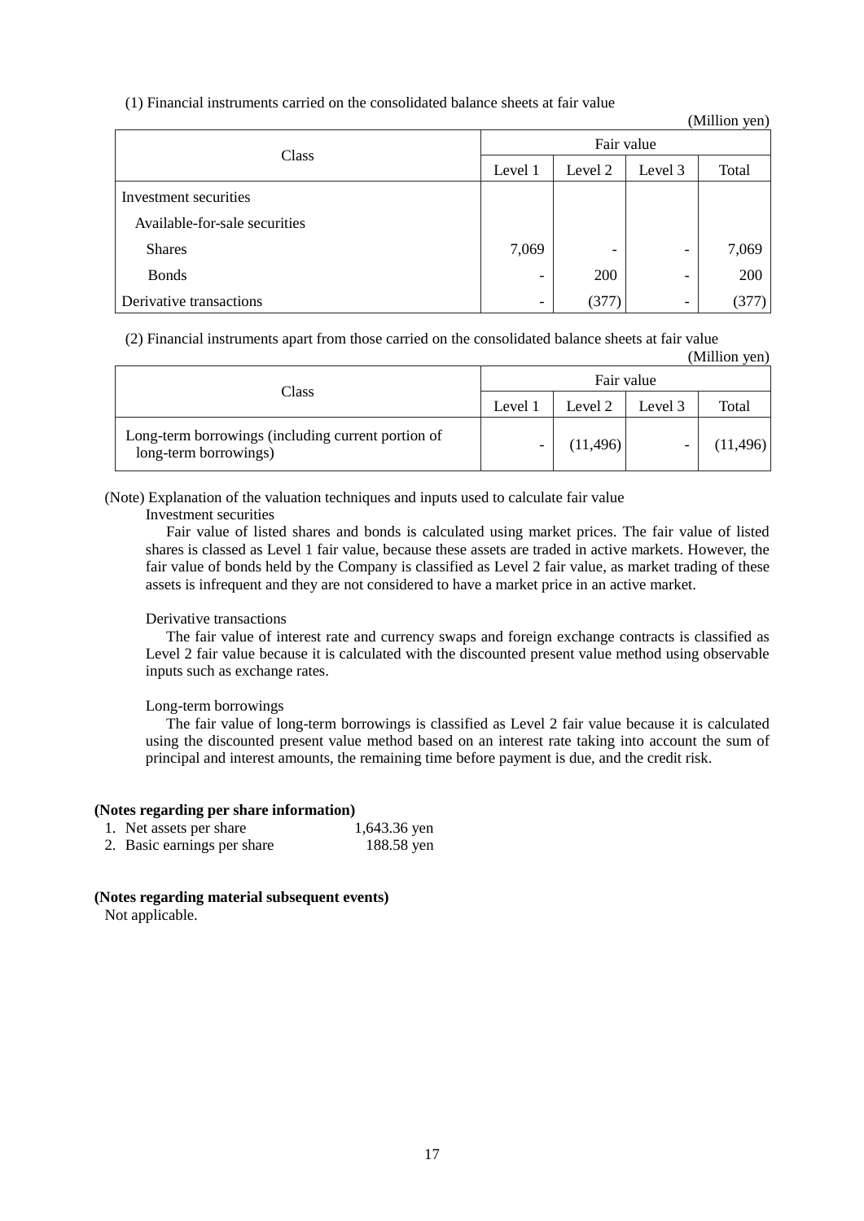(1) Financial instruments carried on the consolidated balance sheets at fair value

(Million yen)

| Class | Fair value | | | |
|---|---|---|---|---|
| | Level 1 | Level 2 | Level 3 | Total |
| Investment securities | | | | |
| Available-for-sale securities | | | | |
| Shares | 7,069 | - | - | 7,069 |
| Bonds | - | 200 | - | 200 |
| Derivative transactions | - | (377) | - | (377) |

(2) Financial instruments apart from those carried on the consolidated balance sheets at fair value

(Million yen)

| Class | Fair value | | | |
|---|---|---|---|---|
| | Level 1 | Level 2 | Level 3 | Total |
| Long-term borrowings (including current portion of long-term borrowings) | - | (11,496) | - | (11,496) |

(Note) Explanation of the valuation techniques and inputs used to calculate fair value

Investment securities

Fair value of listed shares and bonds is calculated using market prices. The fair value of listed shares is classed as Level 1 fair value, because these assets are traded in active markets. However, the fair value of bonds held by the Company is classified as Level 2 fair value, as market trading of these assets is infrequent and they are not considered to have a market price in an active market.

Derivative transactions

The fair value of interest rate and currency swaps and foreign exchange contracts is classified as Level 2 fair value because it is calculated with the discounted present value method using observable inputs such as exchange rates.

Long-term borrowings

The fair value of long-term borrowings is classified as Level 2 fair value because it is calculated using the discounted present value method based on an interest rate taking into account the sum of principal and interest amounts, the remaining time before payment is due, and the credit risk.

**(Notes regarding per share information)**

1. Net assets per share 1,643.36 yen
2. Basic earnings per share 188.58 yen

**(Notes regarding material subsequent events)**

Not applicable.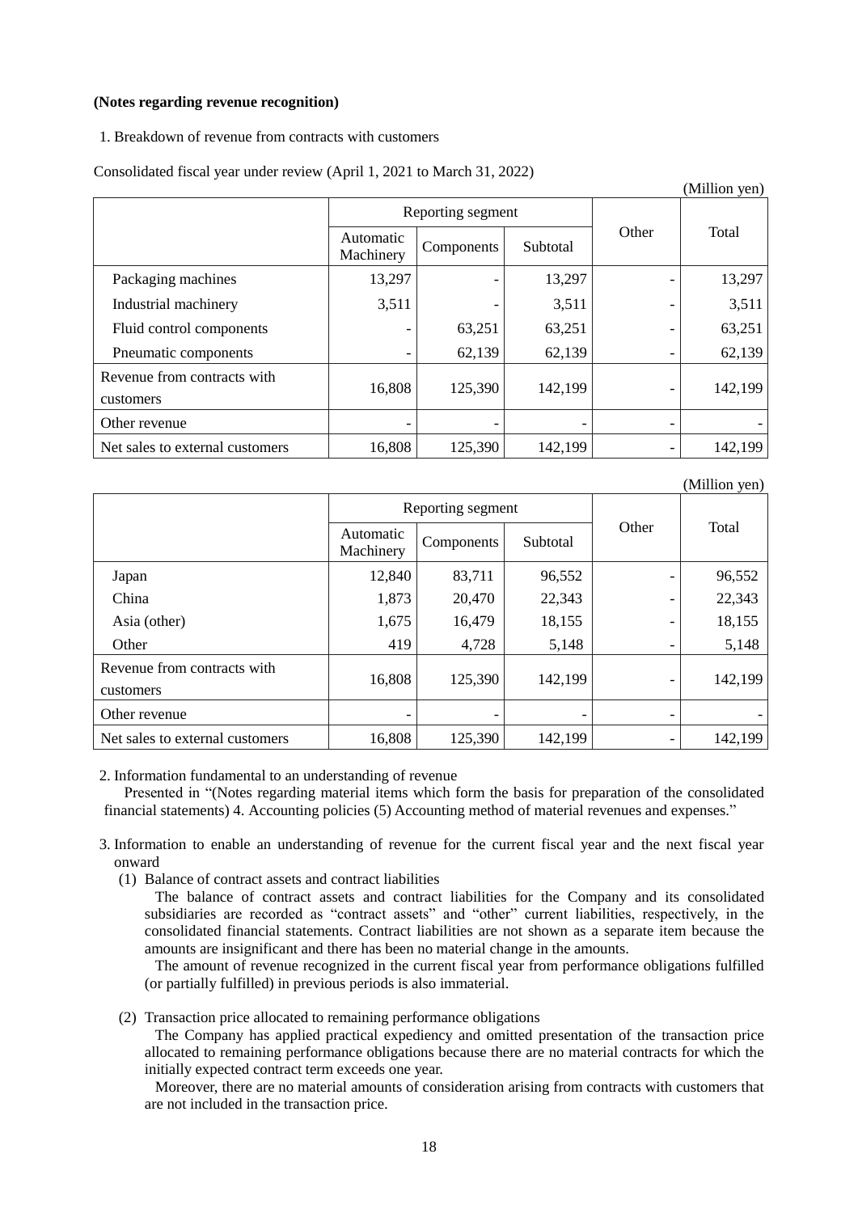**(Notes regarding revenue recognition)**

1. Breakdown of revenue from contracts with customers

Consolidated fiscal year under review (April 1, 2021 to March 31, 2022)

(Million yen)

| | Reporting segment | | | Other | Total |
|---|---|---|---|---|---|
| | Automatic Machinery | Components | Subtotal | | |
| Packaging machines | 13,297 | - | 13,297 | - | 13,297 |
| Industrial machinery | 3,511 | - | 3,511 | - | 3,511 |
| Fluid control components | - | 63,251 | 63,251 | - | 63,251 |
| Pneumatic components | - | 62,139 | 62,139 | - | 62,139 |
| Revenue from contracts with customers | 16,808 | 125,390 | 142,199 | - | 142,199 |
| Other revenue | - | - | - | - | - |
| Net sales to external customers | 16,808 | 125,390 | 142,199 | - | 142,199 |

(Million yen)

| | Reporting segment | | | Other | Total |
|---|---|---|---|---|---|
| | Automatic Machinery | Components | Subtotal | | |
| Japan | 12,840 | 83,711 | 96,552 | - | 96,552 |
| China | 1,873 | 20,470 | 22,343 | - | 22,343 |
| Asia (other) | 1,675 | 16,479 | 18,155 | - | 18,155 |
| Other | 419 | 4,728 | 5,148 | - | 5,148 |
| Revenue from contracts with customers | 16,808 | 125,390 | 142,199 | - | 142,199 |
| Other revenue | - | - | - | - | - |
| Net sales to external customers | 16,808 | 125,390 | 142,199 | - | 142,199 |

2. Information fundamental to an understanding of revenue

Presented in "(Notes regarding material items which form the basis for preparation of the consolidated financial statements) 4. Accounting policies (5) Accounting method of material revenues and expenses."

3. Information to enable an understanding of revenue for the current fiscal year and the next fiscal year onward

(1) Balance of contract assets and contract liabilities

The balance of contract assets and contract liabilities for the Company and its consolidated subsidiaries are recorded as "contract assets" and "other" current liabilities, respectively, in the consolidated financial statements. Contract liabilities are not shown as a separate item because the amounts are insignificant and there has been no material change in the amounts.

The amount of revenue recognized in the current fiscal year from performance obligations fulfilled (or partially fulfilled) in previous periods is also immaterial.

(2) Transaction price allocated to remaining performance obligations

The Company has applied practical expediency and omitted presentation of the transaction price allocated to remaining performance obligations because there are no material contracts for which the initially expected contract term exceeds one year.

Moreover, there are no material amounts of consideration arising from contracts with customers that are not included in the transaction price.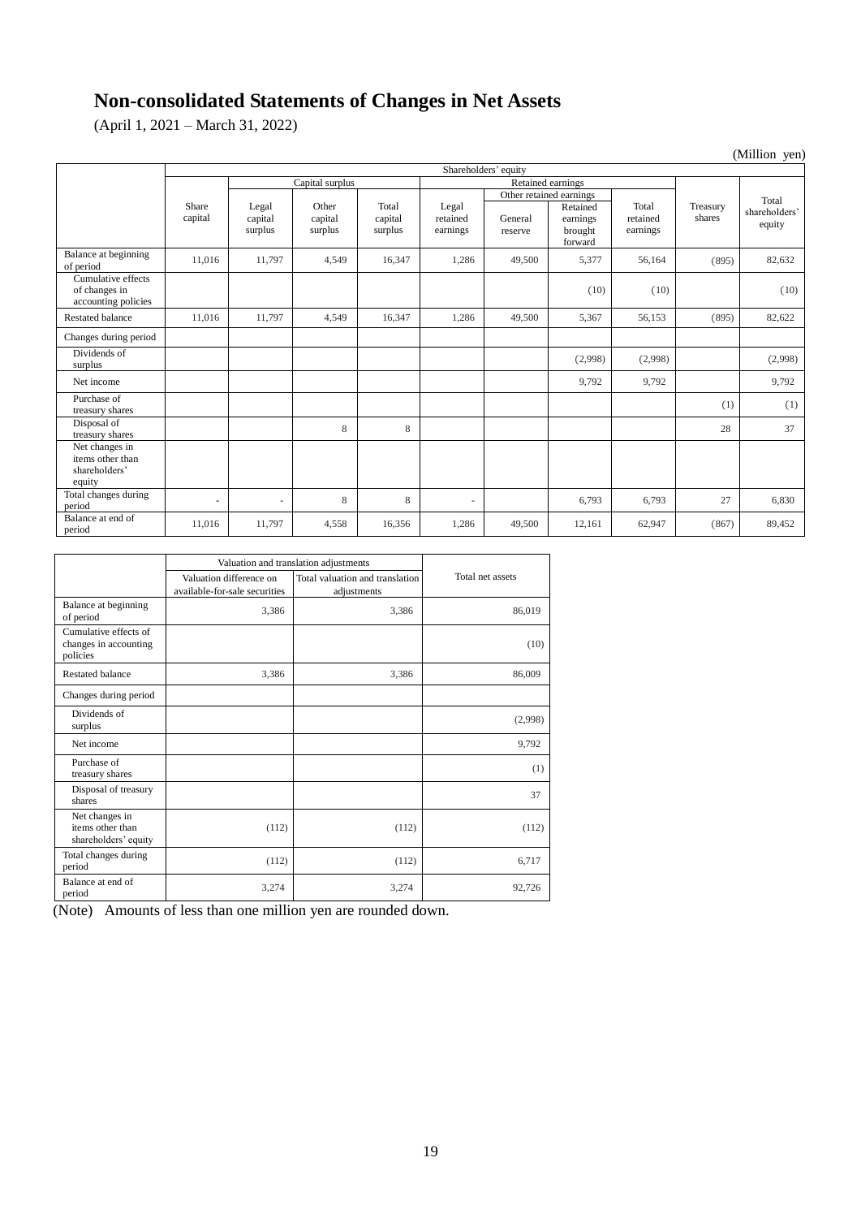# Non-consolidated Statements of Changes in Net Assets

(April 1, 2021 – March 31, 2022)

(Million yen)

| | Shareholders' equity | | | | | | | | | |
|---|---|---|---|---|---|---|---|---|---|---|
| | | Capital surplus | | | Retained earnings | | | | | |
| | | | | | | Other retained earnings | | | | |
| | Share capital | Legal capital surplus | Other capital surplus | Total capital surplus | Legal retained earnings | General reserve | Retained earnings brought forward | Total retained earnings | Treasury shares | Total shareholders' equity |
| Balance at beginning of period | 11,016 | 11,797 | 4,549 | 16,347 | 1,286 | 49,500 | 5,377 | 56,164 | (895) | 82,632 |
| Cumulative effects of changes in accounting policies | | | | | | | (10) | (10) | | (10) |
| Restated balance | 11,016 | 11,797 | 4,549 | 16,347 | 1,286 | 49,500 | 5,367 | 56,153 | (895) | 82,622 |
| Changes during period | | | | | | | | | | |
| Dividends of surplus | | | | | | | (2,998) | (2,998) | | (2,998) |
| Net income | | | | | | | 9,792 | 9,792 | | 9,792 |
| Purchase of treasury shares | | | | | | | | | (1) | (1) |
| Disposal of treasury shares | | | 8 | 8 | | | | | 28 | 37 |
| Net changes in items other than shareholders' equity | | | | | | | | | | |
| Total changes during period | - | - | 8 | 8 | - | | 6,793 | 6,793 | 27 | 6,830 |
| Balance at end of period | 11,016 | 11,797 | 4,558 | 16,356 | 1,286 | 49,500 | 12,161 | 62,947 | (867) | 89,452 |

| | Valuation and translation adjustments | | Total net assets |
|---|---|---|---|
| | Valuation difference on available-for-sale securities | Total valuation and translation adjustments | |
| Balance at beginning of period | 3,386 | 3,386 | 86,019 |
| Cumulative effects of changes in accounting policies | | | (10) |
| Restated balance | 3,386 | 3,386 | 86,009 |
| Changes during period | | | |
| Dividends of surplus | | | (2,998) |
| Net income | | | 9,792 |
| Purchase of treasury shares | | | (1) |
| Disposal of treasury shares | | | 37 |
| Net changes in items other than shareholders' equity | (112) | (112) | (112) |
| Total changes during period | (112) | (112) | 6,717 |
| Balance at end of period | 3,274 | 3,274 | 92,726 |

(Note) Amounts of less than one million yen are rounded down.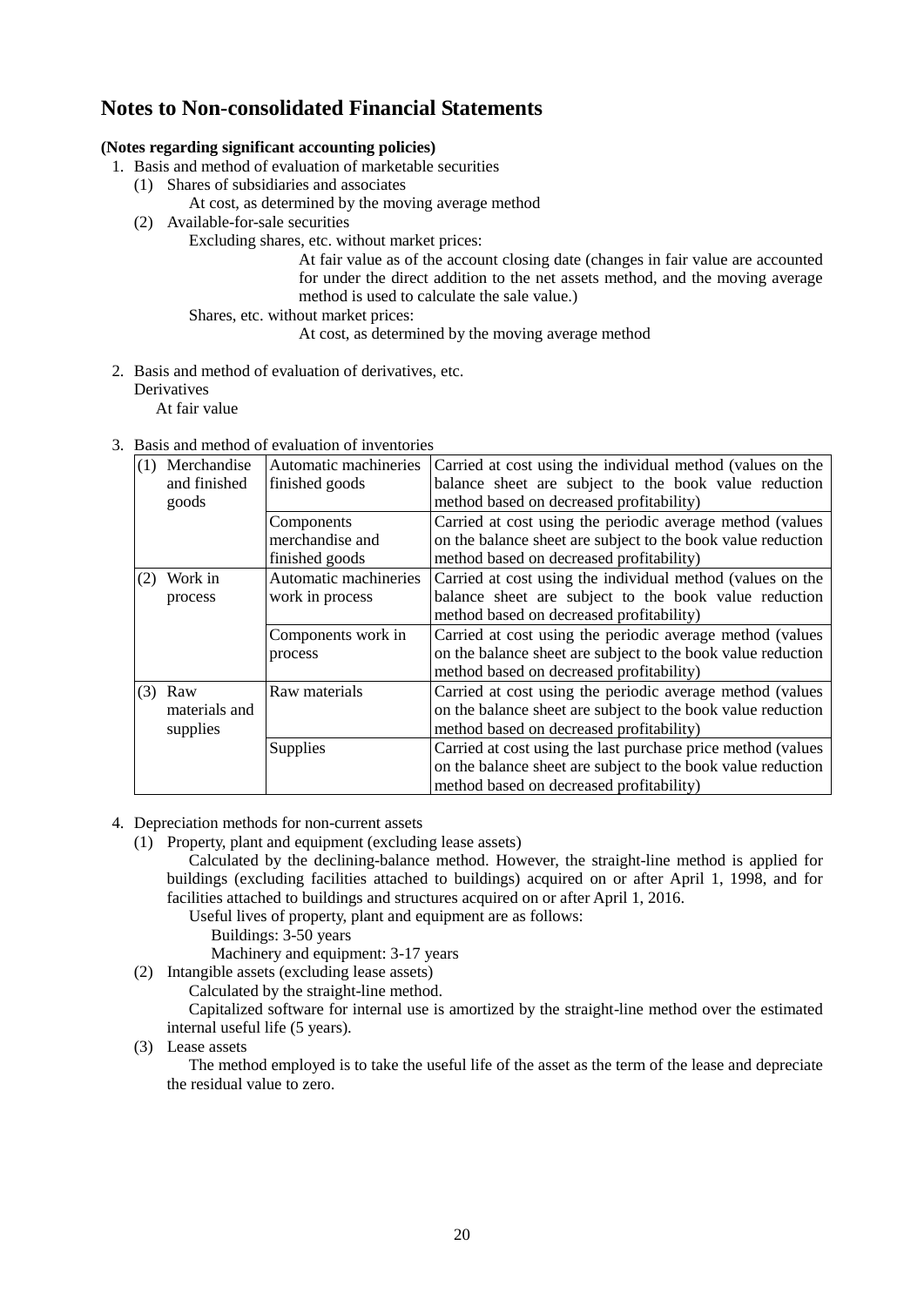# Notes to Non-consolidated Financial Statements

**(Notes regarding significant accounting policies)**

1. Basis and method of evaluation of marketable securities
   (1) Shares of subsidiaries and associates
       At cost, as determined by the moving average method
   (2) Available-for-sale securities
       Excluding shares, etc. without market prices:
           At fair value as of the account closing date (changes in fair value are accounted for under the direct addition to the net assets method, and the moving average method is used to calculate the sale value.)
       Shares, etc. without market prices:
           At cost, as determined by the moving average method

2. Basis and method of evaluation of derivatives, etc.
   Derivatives
       At fair value

3. Basis and method of evaluation of inventories

| | | |
|---|---|---|
| (1) Merchandise and finished goods | Automatic machineries finished goods | Carried at cost using the individual method (values on the balance sheet are subject to the book value reduction method based on decreased profitability) |
| | Components merchandise and finished goods | Carried at cost using the periodic average method (values on the balance sheet are subject to the book value reduction method based on decreased profitability) |
| (2) Work in process | Automatic machineries work in process | Carried at cost using the individual method (values on the balance sheet are subject to the book value reduction method based on decreased profitability) |
| | Components work in process | Carried at cost using the periodic average method (values on the balance sheet are subject to the book value reduction method based on decreased profitability) |
| (3) Raw materials and supplies | Raw materials | Carried at cost using the periodic average method (values on the balance sheet are subject to the book value reduction method based on decreased profitability) |
| | Supplies | Carried at cost using the last purchase price method (values on the balance sheet are subject to the book value reduction method based on decreased profitability) |

4. Depreciation methods for non-current assets
   (1) Property, plant and equipment (excluding lease assets)
       Calculated by the declining-balance method. However, the straight-line method is applied for buildings (excluding facilities attached to buildings) acquired on or after April 1, 1998, and for facilities attached to buildings and structures acquired on or after April 1, 2016.
       Useful lives of property, plant and equipment are as follows:
           Buildings: 3-50 years
           Machinery and equipment: 3-17 years
   (2) Intangible assets (excluding lease assets)
       Calculated by the straight-line method.
       Capitalized software for internal use is amortized by the straight-line method over the estimated internal useful life (5 years).
   (3) Lease assets
       The method employed is to take the useful life of the asset as the term of the lease and depreciate the residual value to zero.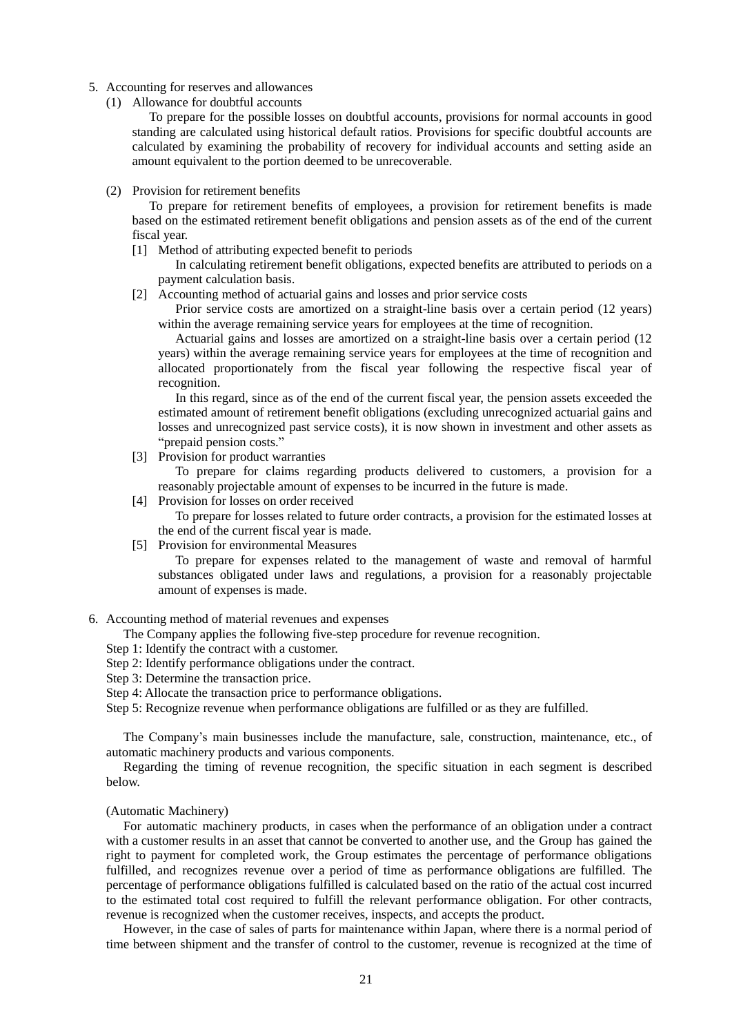5. Accounting for reserves and allowances

(1) Allowance for doubtful accounts

To prepare for the possible losses on doubtful accounts, provisions for normal accounts in good standing are calculated using historical default ratios. Provisions for specific doubtful accounts are calculated by examining the probability of recovery for individual accounts and setting aside an amount equivalent to the portion deemed to be unrecoverable.

(2) Provision for retirement benefits

To prepare for retirement benefits of employees, a provision for retirement benefits is made based on the estimated retirement benefit obligations and pension assets as of the end of the current fiscal year.

[1] Method of attributing expected benefit to periods

In calculating retirement benefit obligations, expected benefits are attributed to periods on a payment calculation basis.

[2] Accounting method of actuarial gains and losses and prior service costs

Prior service costs are amortized on a straight-line basis over a certain period (12 years) within the average remaining service years for employees at the time of recognition.

Actuarial gains and losses are amortized on a straight-line basis over a certain period (12 years) within the average remaining service years for employees at the time of recognition and allocated proportionately from the fiscal year following the respective fiscal year of recognition.

In this regard, since as of the end of the current fiscal year, the pension assets exceeded the estimated amount of retirement benefit obligations (excluding unrecognized actuarial gains and losses and unrecognized past service costs), it is now shown in investment and other assets as "prepaid pension costs."

[3] Provision for product warranties

To prepare for claims regarding products delivered to customers, a provision for a reasonably projectable amount of expenses to be incurred in the future is made.

[4] Provision for losses on order received

To prepare for losses related to future order contracts, a provision for the estimated losses at the end of the current fiscal year is made.

[5] Provision for environmental Measures

To prepare for expenses related to the management of waste and removal of harmful substances obligated under laws and regulations, a provision for a reasonably projectable amount of expenses is made.

6. Accounting method of material revenues and expenses

The Company applies the following five-step procedure for revenue recognition.

Step 1: Identify the contract with a customer.
Step 2: Identify performance obligations under the contract.
Step 3: Determine the transaction price.
Step 4: Allocate the transaction price to performance obligations.
Step 5: Recognize revenue when performance obligations are fulfilled or as they are fulfilled.

The Company's main businesses include the manufacture, sale, construction, maintenance, etc., of automatic machinery products and various components.

Regarding the timing of revenue recognition, the specific situation in each segment is described below.

(Automatic Machinery)

For automatic machinery products, in cases when the performance of an obligation under a contract with a customer results in an asset that cannot be converted to another use, and the Group has gained the right to payment for completed work, the Group estimates the percentage of performance obligations fulfilled, and recognizes revenue over a period of time as performance obligations are fulfilled. The percentage of performance obligations fulfilled is calculated based on the ratio of the actual cost incurred to the estimated total cost required to fulfill the relevant performance obligation. For other contracts, revenue is recognized when the customer receives, inspects, and accepts the product.

However, in the case of sales of parts for maintenance within Japan, where there is a normal period of time between shipment and the transfer of control to the customer, revenue is recognized at the time of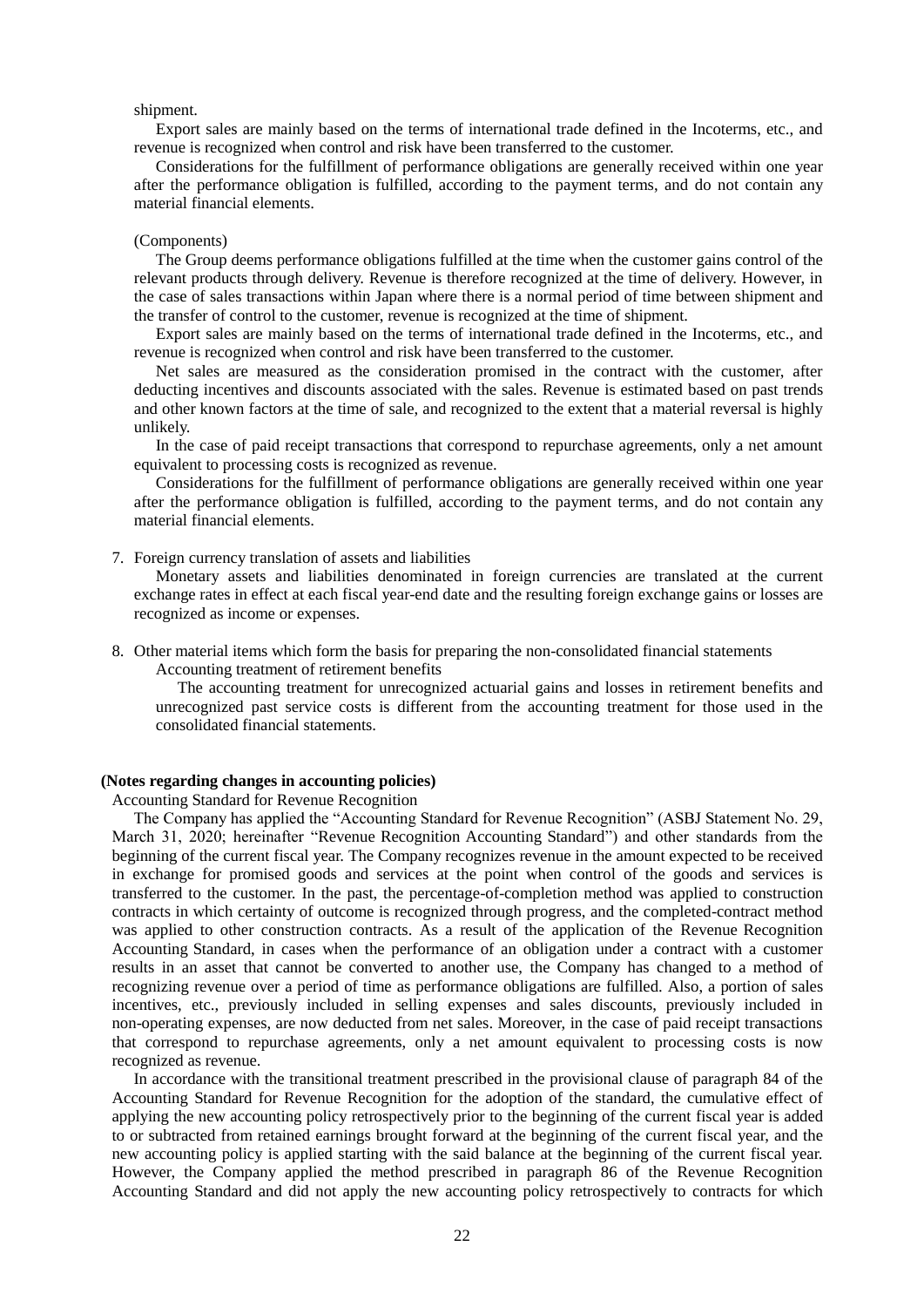shipment.

Export sales are mainly based on the terms of international trade defined in the Incoterms, etc., and revenue is recognized when control and risk have been transferred to the customer.

Considerations for the fulfillment of performance obligations are generally received within one year after the performance obligation is fulfilled, according to the payment terms, and do not contain any material financial elements.

(Components)

The Group deems performance obligations fulfilled at the time when the customer gains control of the relevant products through delivery. Revenue is therefore recognized at the time of delivery. However, in the case of sales transactions within Japan where there is a normal period of time between shipment and the transfer of control to the customer, revenue is recognized at the time of shipment.

Export sales are mainly based on the terms of international trade defined in the Incoterms, etc., and revenue is recognized when control and risk have been transferred to the customer.

Net sales are measured as the consideration promised in the contract with the customer, after deducting incentives and discounts associated with the sales. Revenue is estimated based on past trends and other known factors at the time of sale, and recognized to the extent that a material reversal is highly unlikely.

In the case of paid receipt transactions that correspond to repurchase agreements, only a net amount equivalent to processing costs is recognized as revenue.

Considerations for the fulfillment of performance obligations are generally received within one year after the performance obligation is fulfilled, according to the payment terms, and do not contain any material financial elements.

7. Foreign currency translation of assets and liabilities

   Monetary assets and liabilities denominated in foreign currencies are translated at the current exchange rates in effect at each fiscal year-end date and the resulting foreign exchange gains or losses are recognized as income or expenses.

8. Other material items which form the basis for preparing the non-consolidated financial statements

   Accounting treatment of retirement benefits

   The accounting treatment for unrecognized actuarial gains and losses in retirement benefits and unrecognized past service costs is different from the accounting treatment for those used in the consolidated financial statements.

**(Notes regarding changes in accounting policies)**

Accounting Standard for Revenue Recognition

The Company has applied the "Accounting Standard for Revenue Recognition" (ASBJ Statement No. 29, March 31, 2020; hereinafter "Revenue Recognition Accounting Standard") and other standards from the beginning of the current fiscal year. The Company recognizes revenue in the amount expected to be received in exchange for promised goods and services at the point when control of the goods and services is transferred to the customer. In the past, the percentage-of-completion method was applied to construction contracts in which certainty of outcome is recognized through progress, and the completed-contract method was applied to other construction contracts. As a result of the application of the Revenue Recognition Accounting Standard, in cases when the performance of an obligation under a contract with a customer results in an asset that cannot be converted to another use, the Company has changed to a method of recognizing revenue over a period of time as performance obligations are fulfilled. Also, a portion of sales incentives, etc., previously included in selling expenses and sales discounts, previously included in non-operating expenses, are now deducted from net sales. Moreover, in the case of paid receipt transactions that correspond to repurchase agreements, only a net amount equivalent to processing costs is now recognized as revenue.

In accordance with the transitional treatment prescribed in the provisional clause of paragraph 84 of the Accounting Standard for Revenue Recognition for the adoption of the standard, the cumulative effect of applying the new accounting policy retrospectively prior to the beginning of the current fiscal year is added to or subtracted from retained earnings brought forward at the beginning of the current fiscal year, and the new accounting policy is applied starting with the said balance at the beginning of the current fiscal year. However, the Company applied the method prescribed in paragraph 86 of the Revenue Recognition Accounting Standard and did not apply the new accounting policy retrospectively to contracts for which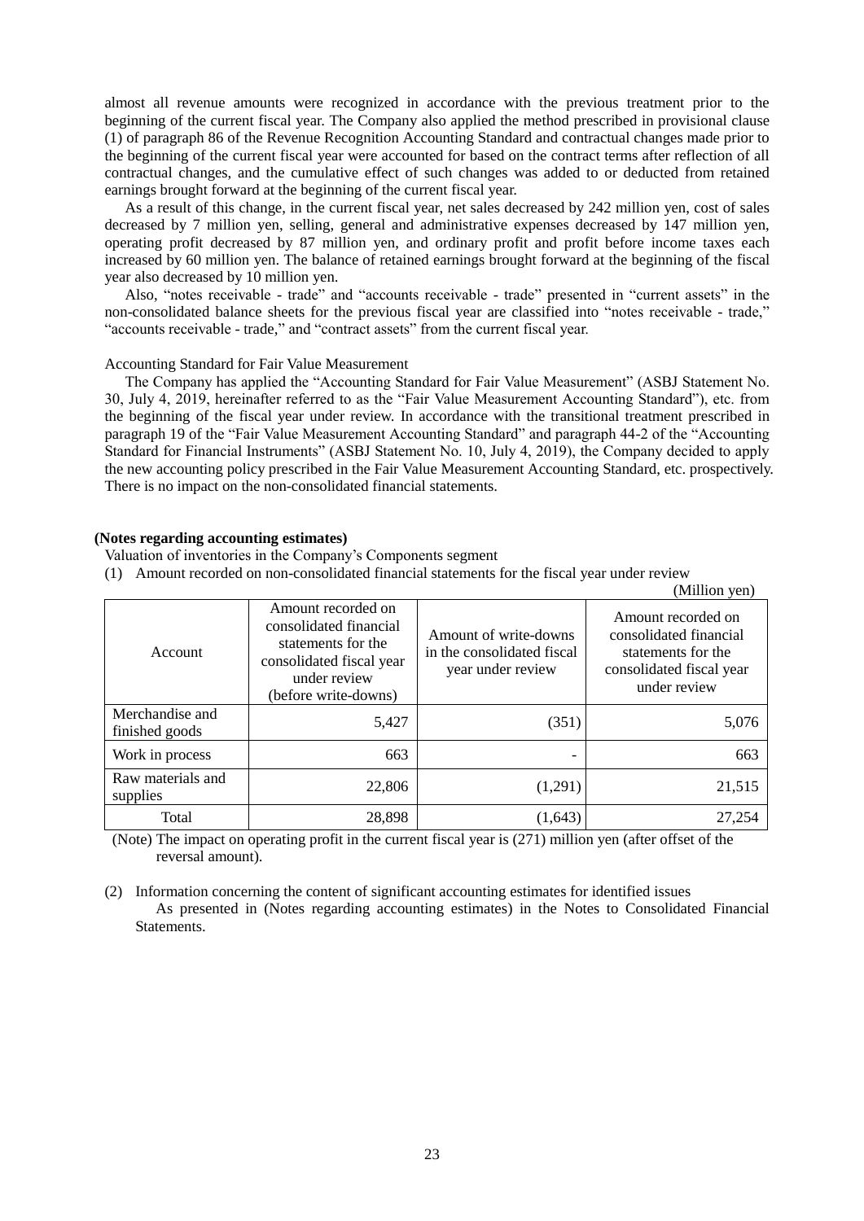almost all revenue amounts were recognized in accordance with the previous treatment prior to the beginning of the current fiscal year. The Company also applied the method prescribed in provisional clause (1) of paragraph 86 of the Revenue Recognition Accounting Standard and contractual changes made prior to the beginning of the current fiscal year were accounted for based on the contract terms after reflection of all contractual changes, and the cumulative effect of such changes was added to or deducted from retained earnings brought forward at the beginning of the current fiscal year.

As a result of this change, in the current fiscal year, net sales decreased by 242 million yen, cost of sales decreased by 7 million yen, selling, general and administrative expenses decreased by 147 million yen, operating profit decreased by 87 million yen, and ordinary profit and profit before income taxes each increased by 60 million yen. The balance of retained earnings brought forward at the beginning of the fiscal year also decreased by 10 million yen.

Also, "notes receivable - trade" and "accounts receivable - trade" presented in "current assets" in the non-consolidated balance sheets for the previous fiscal year are classified into "notes receivable - trade," "accounts receivable - trade," and "contract assets" from the current fiscal year.

Accounting Standard for Fair Value Measurement

The Company has applied the "Accounting Standard for Fair Value Measurement" (ASBJ Statement No. 30, July 4, 2019, hereinafter referred to as the "Fair Value Measurement Accounting Standard"), etc. from the beginning of the fiscal year under review. In accordance with the transitional treatment prescribed in paragraph 19 of the "Fair Value Measurement Accounting Standard" and paragraph 44-2 of the "Accounting Standard for Financial Instruments" (ASBJ Statement No. 10, July 4, 2019), the Company decided to apply the new accounting policy prescribed in the Fair Value Measurement Accounting Standard, etc. prospectively. There is no impact on the non-consolidated financial statements.

**(Notes regarding accounting estimates)**

Valuation of inventories in the Company's Components segment

(1) Amount recorded on non-consolidated financial statements for the fiscal year under review

(Million yen)

| Account | Amount recorded on consolidated financial statements for the consolidated fiscal year under review (before write-downs) | Amount of write-downs in the consolidated fiscal year under review | Amount recorded on consolidated financial statements for the consolidated fiscal year under review |
|---|---|---|---|
| Merchandise and finished goods | 5,427 | (351) | 5,076 |
| Work in process | 663 | - | 663 |
| Raw materials and supplies | 22,806 | (1,291) | 21,515 |
| Total | 28,898 | (1,643) | 27,254 |

(Note) The impact on operating profit in the current fiscal year is (271) million yen (after offset of the reversal amount).

(2) Information concerning the content of significant accounting estimates for identified issues

As presented in (Notes regarding accounting estimates) in the Notes to Consolidated Financial Statements.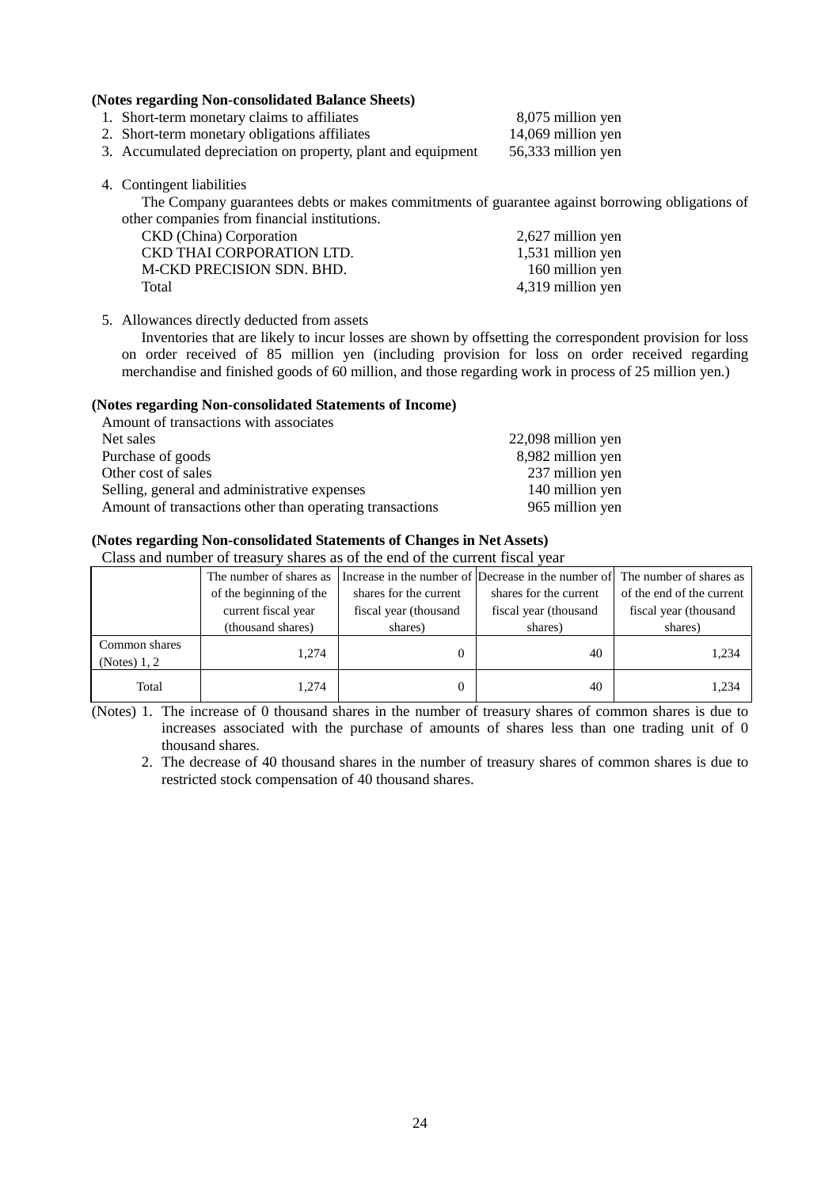**(Notes regarding Non-consolidated Balance Sheets)**

1. Short-term monetary claims to affiliates 8,075 million yen
2. Short-term monetary obligations affiliates 14,069 million yen
3. Accumulated depreciation on property, plant and equipment 56,333 million yen

4. Contingent liabilities

   The Company guarantees debts or makes commitments of guarantee against borrowing obligations of other companies from financial institutions.

| | |
|---|---|
| CKD (China) Corporation | 2,627 million yen |
| CKD THAI CORPORATION LTD. | 1,531 million yen |
| M-CKD PRECISION SDN. BHD. | 160 million yen |
| Total | 4,319 million yen |

5. Allowances directly deducted from assets

   Inventories that are likely to incur losses are shown by offsetting the correspondent provision for loss on order received of 85 million yen (including provision for loss on order received regarding merchandise and finished goods of 60 million, and those regarding work in process of 25 million yen.)

**(Notes regarding Non-consolidated Statements of Income)**

Amount of transactions with associates

| | |
|---|---|
| Net sales | 22,098 million yen |
| Purchase of goods | 8,982 million yen |
| Other cost of sales | 237 million yen |
| Selling, general and administrative expenses | 140 million yen |
| Amount of transactions other than operating transactions | 965 million yen |

**(Notes regarding Non-consolidated Statements of Changes in Net Assets)**

Class and number of treasury shares as of the end of the current fiscal year

| | The number of shares as of the beginning of the current fiscal year (thousand shares) | Increase in the number of shares for the current fiscal year (thousand shares) | Decrease in the number of shares for the current fiscal year (thousand shares) | The number of shares as of the end of the current fiscal year (thousand shares) |
|---|---|---|---|---|
| Common shares (Notes) 1, 2 | 1,274 | 0 | 40 | 1,234 |
| Total | 1,274 | 0 | 40 | 1,234 |

(Notes) 1. The increase of 0 thousand shares in the number of treasury shares of common shares is due to increases associated with the purchase of amounts of shares less than one trading unit of 0 thousand shares.

2. The decrease of 40 thousand shares in the number of treasury shares of common shares is due to restricted stock compensation of 40 thousand shares.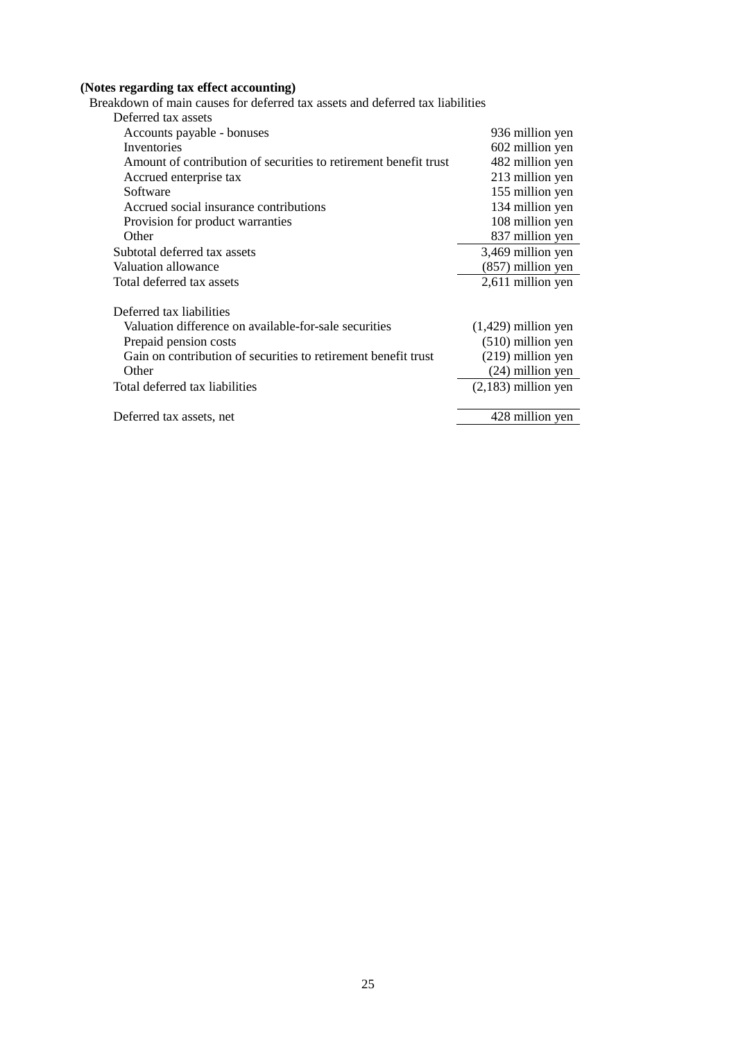**(Notes regarding tax effect accounting)**

Breakdown of main causes for deferred tax assets and deferred tax liabilities

| | |
|---|---|
| Deferred tax assets | |
| Accounts payable - bonuses | 936 million yen |
| Inventories | 602 million yen |
| Amount of contribution of securities to retirement benefit trust | 482 million yen |
| Accrued enterprise tax | 213 million yen |
| Software | 155 million yen |
| Accrued social insurance contributions | 134 million yen |
| Provision for product warranties | 108 million yen |
| Other | 837 million yen |
| Subtotal deferred tax assets | 3,469 million yen |
| Valuation allowance | (857) million yen |
| Total deferred tax assets | 2,611 million yen |
| | |
| Deferred tax liabilities | |
| Valuation difference on available-for-sale securities | (1,429) million yen |
| Prepaid pension costs | (510) million yen |
| Gain on contribution of securities to retirement benefit trust | (219) million yen |
| Other | (24) million yen |
| Total deferred tax liabilities | (2,183) million yen |
| | |
| Deferred tax assets, net | 428 million yen |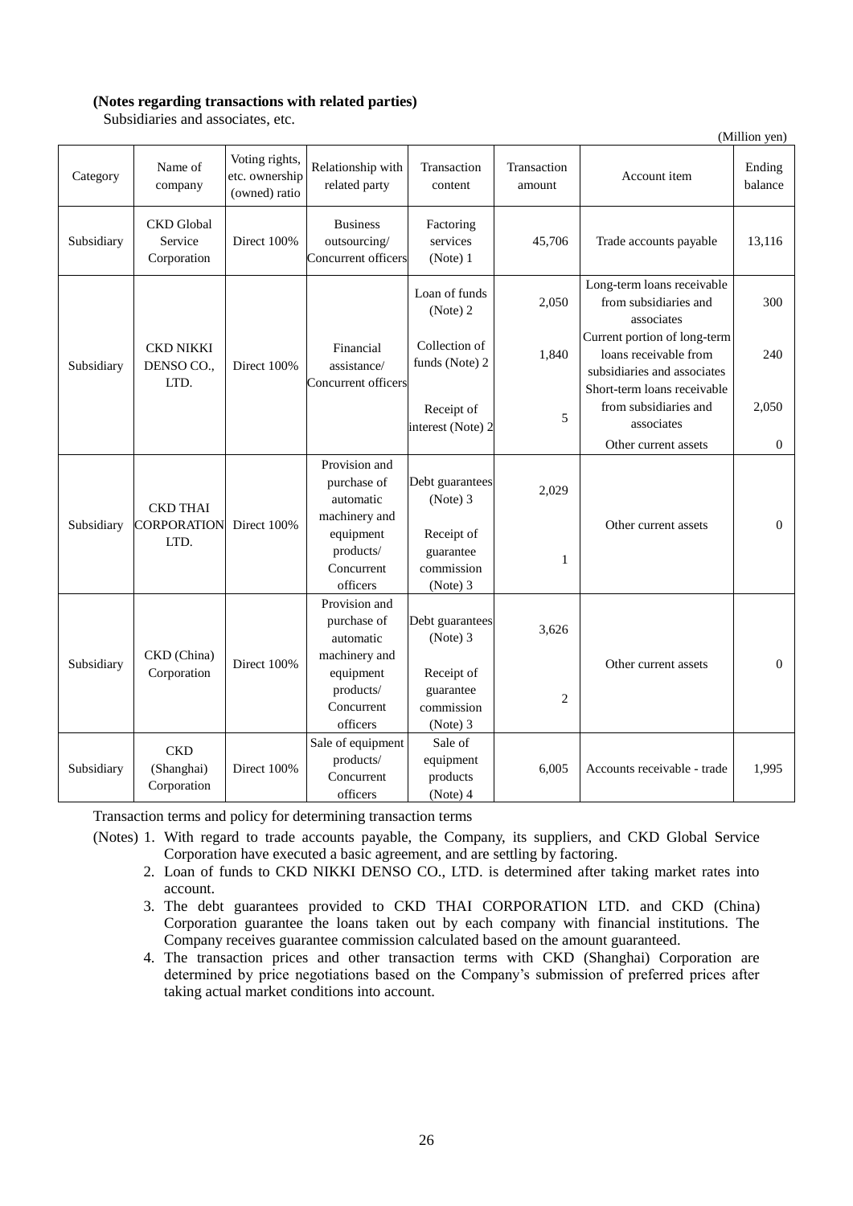**(Notes regarding transactions with related parties)**

Subsidiaries and associates, etc.

(Million yen)

| Category | Name of company | Voting rights, etc. ownership (owned) ratio | Relationship with related party | Transaction content | Transaction amount | Account item | Ending balance |
|---|---|---|---|---|---|---|---|
| Subsidiary | CKD Global Service Corporation | Direct 100% | Business outsourcing/ Concurrent officers | Factoring services (Note) 1 | 45,706 | Trade accounts payable | 13,116 |
| Subsidiary | CKD NIKKI DENSO CO., LTD. | Direct 100% | Financial assistance/ Concurrent officers | Loan of funds (Note) 2 | 2,050 | Long-term loans receivable from subsidiaries and associates | 300 |
| | | | | Collection of funds (Note) 2 | 1,840 | Current portion of long-term loans receivable from subsidiaries and associates | 240 |
| | | | | Receipt of interest (Note) 2 | 5 | Short-term loans receivable from subsidiaries and associates | 2,050 |
| | | | | | | Other current assets | 0 |
| Subsidiary | CKD THAI CORPORATION LTD. | Direct 100% | Provision and purchase of automatic machinery and equipment products/ Concurrent officers | Debt guarantees (Note) 3 | 2,029 | Other current assets | 0 |
| | | | | Receipt of guarantee commission (Note) 3 | 1 | | |
| Subsidiary | CKD (China) Corporation | Direct 100% | Provision and purchase of automatic machinery and equipment products/ Concurrent officers | Debt guarantees (Note) 3 | 3,626 | Other current assets | 0 |
| | | | | Receipt of guarantee commission (Note) 3 | 2 | | |
| Subsidiary | CKD (Shanghai) Corporation | Direct 100% | Sale of equipment products/ Concurrent officers | Sale of equipment products (Note) 4 | 6,005 | Accounts receivable - trade | 1,995 |

Transaction terms and policy for determining transaction terms

(Notes) 1. With regard to trade accounts payable, the Company, its suppliers, and CKD Global Service Corporation have executed a basic agreement, and are settling by factoring.

2. Loan of funds to CKD NIKKI DENSO CO., LTD. is determined after taking market rates into account.

3. The debt guarantees provided to CKD THAI CORPORATION LTD. and CKD (China) Corporation guarantee the loans taken out by each company with financial institutions. The Company receives guarantee commission calculated based on the amount guaranteed.

4. The transaction prices and other transaction terms with CKD (Shanghai) Corporation are determined by price negotiations based on the Company's submission of preferred prices after taking actual market conditions into account.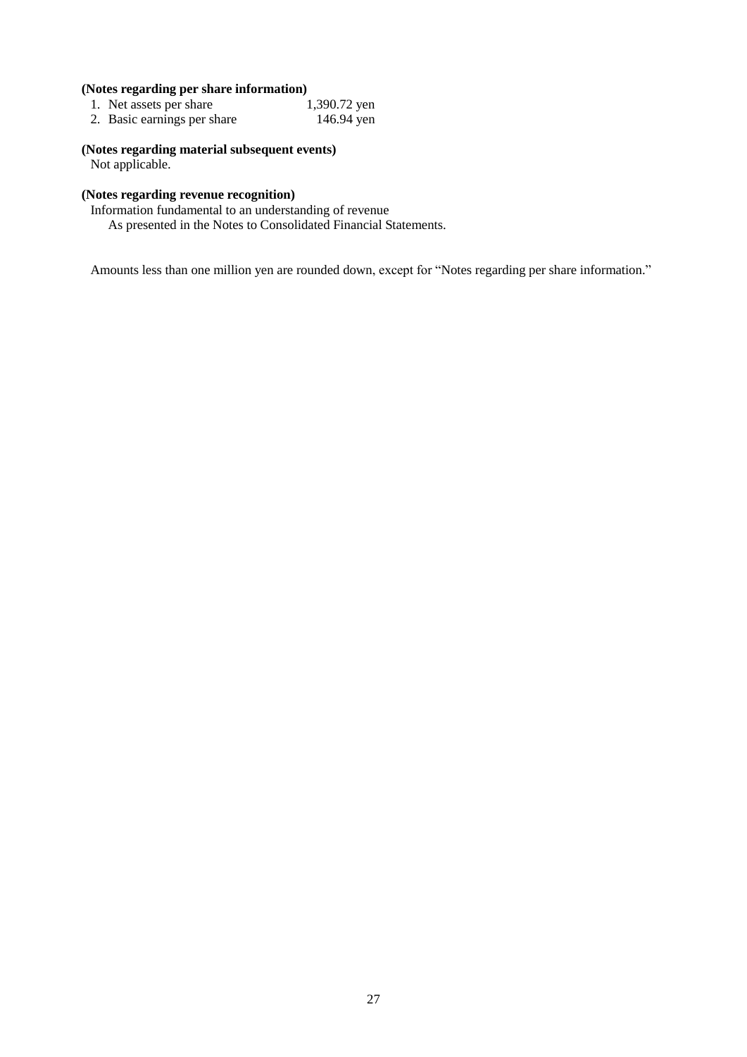**(Notes regarding per share information)**

1. Net assets per share 1,390.72 yen
2. Basic earnings per share 146.94 yen

**(Notes regarding material subsequent events)**

Not applicable.

**(Notes regarding revenue recognition)**

Information fundamental to an understanding of revenue

As presented in the Notes to Consolidated Financial Statements.

Amounts less than one million yen are rounded down, except for “Notes regarding per share information.”